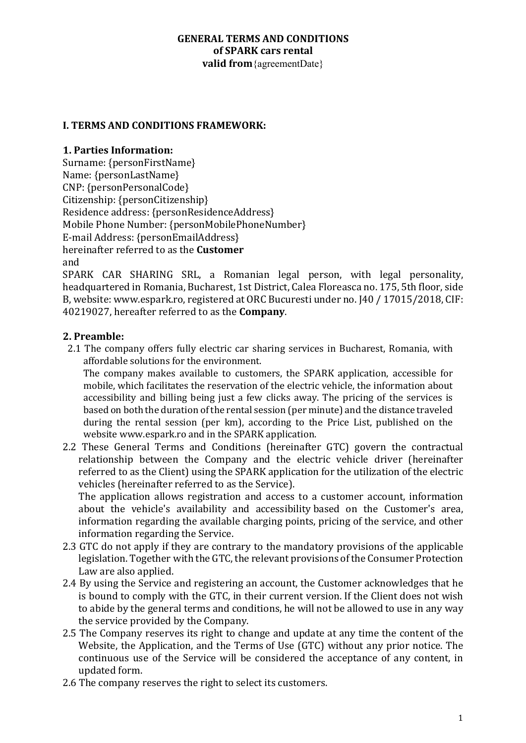**GENERAL TERMS AND CONDITIONS**
**of SPARK cars rental**
**valid from**{agreementDate}

## I. TERMS AND CONDITIONS FRAMEWORK:

### 1. Parties Information:

Surname: {personFirstName}
Name: {personLastName}
CNP: {personPersonalCode}
Citizenship: {personCitizenship}
Residence address: {personResidenceAddress}
Mobile Phone Number: {personMobilePhoneNumber}
E-mail Address: {personEmailAddress}
hereinafter referred to as the **Customer**
and
SPARK CAR SHARING SRL, a Romanian legal person, with legal personality, headquartered in Romania, Bucharest, 1st District, Calea Floreasca no. 175, 5th floor, side B, website: www.espark.ro, registered at ORC Bucuresti under no. J40 / 17015/2018, CIF: 40219027, hereafter referred to as the **Company**.

### 2. Preamble:

2.1 The company offers fully electric car sharing services in Bucharest, Romania, with affordable solutions for the environment.
The company makes available to customers, the SPARK application, accessible for mobile, which facilitates the reservation of the electric vehicle, the information about accessibility and billing being just a few clicks away. The pricing of the services is based on both the duration of the rental session (per minute) and the distance traveled during the rental session (per km), according to the Price List, published on the website www.espark.ro and in the SPARK application.

2.2 These General Terms and Conditions (hereinafter GTC) govern the contractual relationship between the Company and the electric vehicle driver (hereinafter referred to as the Client) using the SPARK application for the utilization of the electric vehicles (hereinafter referred to as the Service).
The application allows registration and access to a customer account, information about the vehicle's availability and accessibility based on the Customer's area, information regarding the available charging points, pricing of the service, and other information regarding the Service.

2.3 GTC do not apply if they are contrary to the mandatory provisions of the applicable legislation. Together with the GTC, the relevant provisions of the Consumer Protection Law are also applied.

2.4 By using the Service and registering an account, the Customer acknowledges that he is bound to comply with the GTC, in their current version. If the Client does not wish to abide by the general terms and conditions, he will not be allowed to use in any way the service provided by the Company.

2.5 The Company reserves its right to change and update at any time the content of the Website, the Application, and the Terms of Use (GTC) without any prior notice. The continuous use of the Service will be considered the acceptance of any content, in updated form.

2.6 The company reserves the right to select its customers.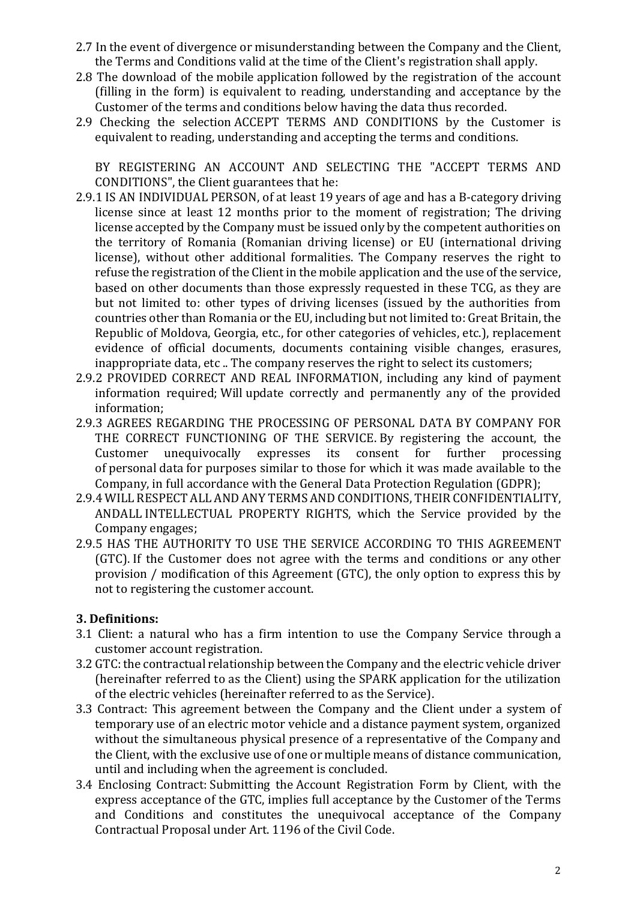2.7 In the event of divergence or misunderstanding between the Company and the Client, the Terms and Conditions valid at the time of the Client's registration shall apply.

2.8 The download of the mobile application followed by the registration of the account (filling in the form) is equivalent to reading, understanding and acceptance by the Customer of the terms and conditions below having the data thus recorded.

2.9 Checking the selection ACCEPT TERMS AND CONDITIONS by the Customer is equivalent to reading, understanding and accepting the terms and conditions.

BY REGISTERING AN ACCOUNT AND SELECTING THE "ACCEPT TERMS AND CONDITIONS", the Client guarantees that he:

2.9.1 IS AN INDIVIDUAL PERSON, of at least 19 years of age and has a B-category driving license since at least 12 months prior to the moment of registration; The driving license accepted by the Company must be issued only by the competent authorities on the territory of Romania (Romanian driving license) or EU (international driving license), without other additional formalities. The Company reserves the right to refuse the registration of the Client in the mobile application and the use of the service, based on other documents than those expressly requested in these TCG, as they are but not limited to: other types of driving licenses (issued by the authorities from countries other than Romania or the EU, including but not limited to: Great Britain, the Republic of Moldova, Georgia, etc., for other categories of vehicles, etc.), replacement evidence of official documents, documents containing visible changes, erasures, inappropriate data, etc .. The company reserves the right to select its customers;

2.9.2 PROVIDED CORRECT AND REAL INFORMATION, including any kind of payment information required; Will update correctly and permanently any of the provided information;

2.9.3 AGREES REGARDING THE PROCESSING OF PERSONAL DATA BY COMPANY FOR THE CORRECT FUNCTIONING OF THE SERVICE. By registering the account, the Customer unequivocally expresses its consent for further processing of personal data for purposes similar to those for which it was made available to the Company, in full accordance with the General Data Protection Regulation (GDPR);

2.9.4 WILL RESPECT ALL AND ANY TERMS AND CONDITIONS, THEIR CONFIDENTIALITY, ANDALL INTELLECTUAL PROPERTY RIGHTS, which the Service provided by the Company engages;

2.9.5 HAS THE AUTHORITY TO USE THE SERVICE ACCORDING TO THIS AGREEMENT (GTC). If the Customer does not agree with the terms and conditions or any other provision / modification of this Agreement (GTC), the only option to express this by not to registering the customer account.

## 3. Definitions:

3.1 Client: a natural who has a firm intention to use the Company Service through a customer account registration.

3.2 GTC: the contractual relationship between the Company and the electric vehicle driver (hereinafter referred to as the Client) using the SPARK application for the utilization of the electric vehicles (hereinafter referred to as the Service).

3.3 Contract: This agreement between the Company and the Client under a system of temporary use of an electric motor vehicle and a distance payment system, organized without the simultaneous physical presence of a representative of the Company and the Client, with the exclusive use of one or multiple means of distance communication, until and including when the agreement is concluded.

3.4 Enclosing Contract: Submitting the Account Registration Form by Client, with the express acceptance of the GTC, implies full acceptance by the Customer of the Terms and Conditions and constitutes the unequivocal acceptance of the Company Contractual Proposal under Art. 1196 of the Civil Code.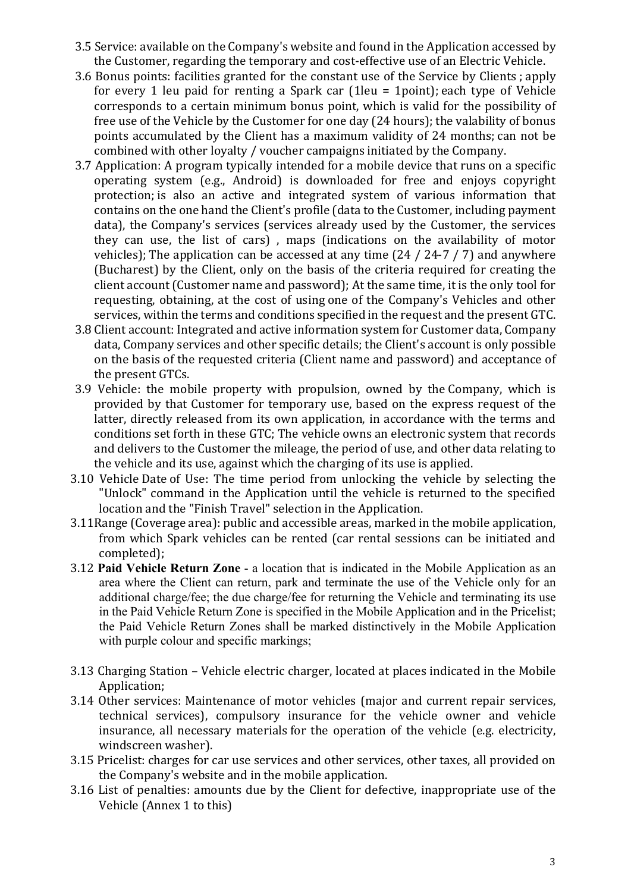3.5 Service: available on the Company's website and found in the Application accessed by the Customer, regarding the temporary and cost-effective use of an Electric Vehicle.

3.6 Bonus points: facilities granted for the constant use of the Service by Clients ; apply for every 1 leu paid for renting a Spark car (1leu = 1point); each type of Vehicle corresponds to a certain minimum bonus point, which is valid for the possibility of free use of the Vehicle by the Customer for one day (24 hours); the valability of bonus points accumulated by the Client has a maximum validity of 24 months; can not be combined with other loyalty / voucher campaigns initiated by the Company.

3.7 Application: A program typically intended for a mobile device that runs on a specific operating system (e.g., Android) is downloaded for free and enjoys copyright protection; is also an active and integrated system of various information that contains on the one hand the Client's profile (data to the Customer, including payment data), the Company's services (services already used by the Customer, the services they can use, the list of cars) , maps (indications on the availability of motor vehicles); The application can be accessed at any time (24 / 24-7 / 7) and anywhere (Bucharest) by the Client, only on the basis of the criteria required for creating the client account (Customer name and password); At the same time, it is the only tool for requesting, obtaining, at the cost of using one of the Company's Vehicles and other services, within the terms and conditions specified in the request and the present GTC.

3.8 Client account: Integrated and active information system for Customer data, Company data, Company services and other specific details; the Client's account is only possible on the basis of the requested criteria (Client name and password) and acceptance of the present GTCs.

3.9 Vehicle: the mobile property with propulsion, owned by the Company, which is provided by that Customer for temporary use, based on the express request of the latter, directly released from its own application, in accordance with the terms and conditions set forth in these GTC; The vehicle owns an electronic system that records and delivers to the Customer the mileage, the period of use, and other data relating to the vehicle and its use, against which the charging of its use is applied.

3.10 Vehicle Date of Use: The time period from unlocking the vehicle by selecting the "Unlock" command in the Application until the vehicle is returned to the specified location and the "Finish Travel" selection in the Application.

3.11 Range (Coverage area): public and accessible areas, marked in the mobile application, from which Spark vehicles can be rented (car rental sessions can be initiated and completed);

3.12 **Paid Vehicle Return Zone** - a location that is indicated in the Mobile Application as an area where the Client can return, park and terminate the use of the Vehicle only for an additional charge/fee; the due charge/fee for returning the Vehicle and terminating its use in the Paid Vehicle Return Zone is specified in the Mobile Application and in the Pricelist; the Paid Vehicle Return Zones shall be marked distinctively in the Mobile Application with purple colour and specific markings;

3.13 Charging Station – Vehicle electric charger, located at places indicated in the Mobile Application;

3.14 Other services: Maintenance of motor vehicles (major and current repair services, technical services), compulsory insurance for the vehicle owner and vehicle insurance, all necessary materials for the operation of the vehicle (e.g. electricity, windscreen washer).

3.15 Pricelist: charges for car use services and other services, other taxes, all provided on the Company's website and in the mobile application.

3.16 List of penalties: amounts due by the Client for defective, inappropriate use of the Vehicle (Annex 1 to this)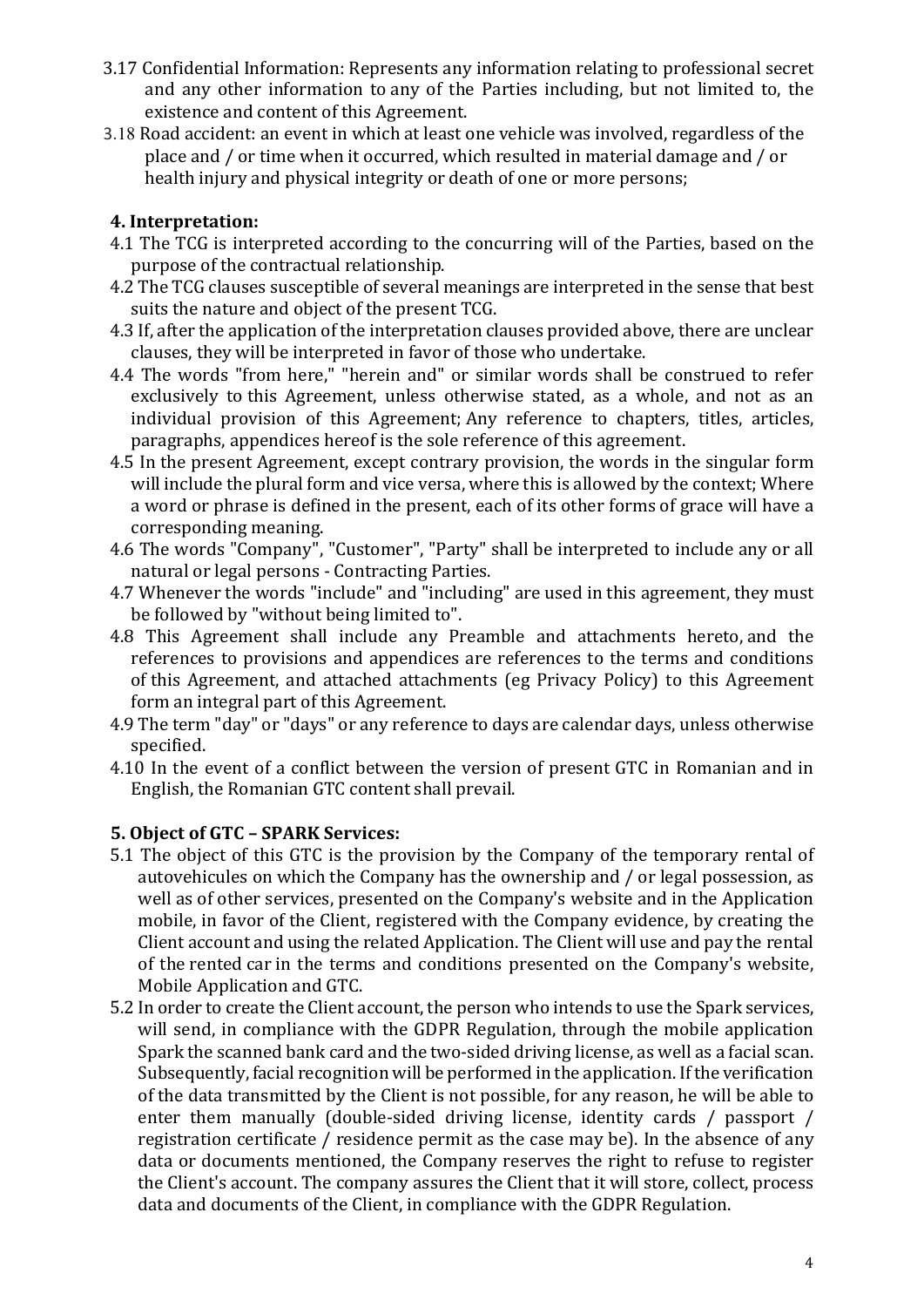3.17 Confidential Information: Represents any information relating to professional secret and any other information to any of the Parties including, but not limited to, the existence and content of this Agreement.

3.18 Road accident: an event in which at least one vehicle was involved, regardless of the place and / or time when it occurred, which resulted in material damage and / or health injury and physical integrity or death of one or more persons;

## 4. Interpretation:

4.1 The TCG is interpreted according to the concurring will of the Parties, based on the purpose of the contractual relationship.

4.2 The TCG clauses susceptible of several meanings are interpreted in the sense that best suits the nature and object of the present TCG.

4.3 If, after the application of the interpretation clauses provided above, there are unclear clauses, they will be interpreted in favor of those who undertake.

4.4 The words "from here," "herein and" or similar words shall be construed to refer exclusively to this Agreement, unless otherwise stated, as a whole, and not as an individual provision of this Agreement; Any reference to chapters, titles, articles, paragraphs, appendices hereof is the sole reference of this agreement.

4.5 In the present Agreement, except contrary provision, the words in the singular form will include the plural form and vice versa, where this is allowed by the context; Where a word or phrase is defined in the present, each of its other forms of grace will have a corresponding meaning.

4.6 The words "Company", "Customer", "Party" shall be interpreted to include any or all natural or legal persons - Contracting Parties.

4.7 Whenever the words "include" and "including" are used in this agreement, they must be followed by "without being limited to".

4.8 This Agreement shall include any Preamble and attachments hereto, and the references to provisions and appendices are references to the terms and conditions of this Agreement, and attached attachments (eg Privacy Policy) to this Agreement form an integral part of this Agreement.

4.9 The term "day" or "days" or any reference to days are calendar days, unless otherwise specified.

4.10 In the event of a conflict between the version of present GTC in Romanian and in English, the Romanian GTC content shall prevail.

## 5. Object of GTC – SPARK Services:

5.1 The object of this GTC is the provision by the Company of the temporary rental of autovehicules on which the Company has the ownership and / or legal possession, as well as of other services, presented on the Company's website and in the Application mobile, in favor of the Client, registered with the Company evidence, by creating the Client account and using the related Application. The Client will use and pay the rental of the rented car in the terms and conditions presented on the Company's website, Mobile Application and GTC.

5.2 In order to create the Client account, the person who intends to use the Spark services, will send, in compliance with the GDPR Regulation, through the mobile application Spark the scanned bank card and the two-sided driving license, as well as a facial scan. Subsequently, facial recognition will be performed in the application. If the verification of the data transmitted by the Client is not possible, for any reason, he will be able to enter them manually (double-sided driving license, identity cards / passport / registration certificate / residence permit as the case may be). In the absence of any data or documents mentioned, the Company reserves the right to refuse to register the Client's account. The company assures the Client that it will store, collect, process data and documents of the Client, in compliance with the GDPR Regulation.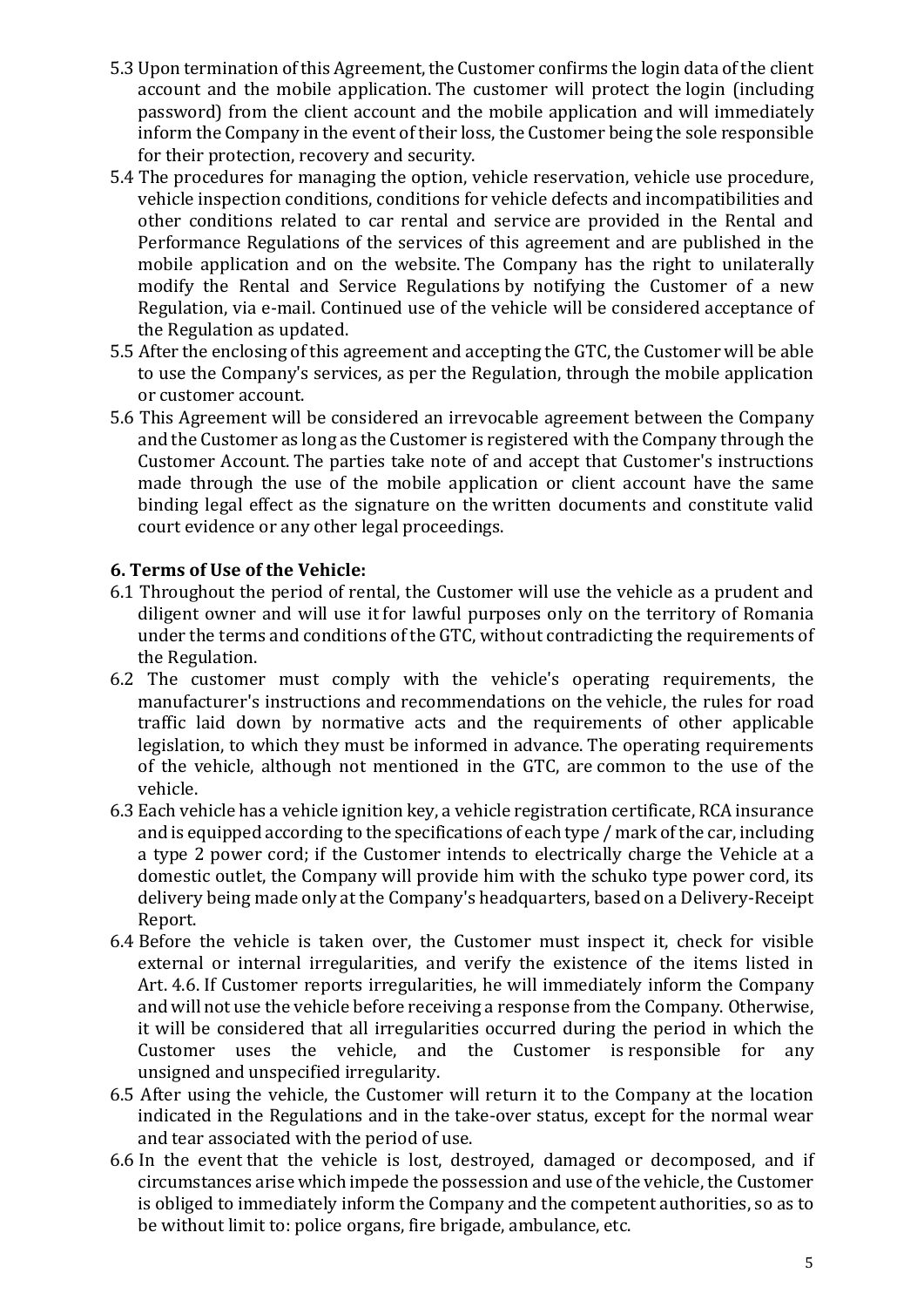5.3 Upon termination of this Agreement, the Customer confirms the login data of the client account and the mobile application. The customer will protect the login (including password) from the client account and the mobile application and will immediately inform the Company in the event of their loss, the Customer being the sole responsible for their protection, recovery and security.

5.4 The procedures for managing the option, vehicle reservation, vehicle use procedure, vehicle inspection conditions, conditions for vehicle defects and incompatibilities and other conditions related to car rental and service are provided in the Rental and Performance Regulations of the services of this agreement and are published in the mobile application and on the website. The Company has the right to unilaterally modify the Rental and Service Regulations by notifying the Customer of a new Regulation, via e-mail. Continued use of the vehicle will be considered acceptance of the Regulation as updated.

5.5 After the enclosing of this agreement and accepting the GTC, the Customer will be able to use the Company's services, as per the Regulation, through the mobile application or customer account.

5.6 This Agreement will be considered an irrevocable agreement between the Company and the Customer as long as the Customer is registered with the Company through the Customer Account. The parties take note of and accept that Customer's instructions made through the use of the mobile application or client account have the same binding legal effect as the signature on the written documents and constitute valid court evidence or any other legal proceedings.

**6. Terms of Use of the Vehicle:**

6.1 Throughout the period of rental, the Customer will use the vehicle as a prudent and diligent owner and will use it for lawful purposes only on the territory of Romania under the terms and conditions of the GTC, without contradicting the requirements of the Regulation.

6.2 The customer must comply with the vehicle's operating requirements, the manufacturer's instructions and recommendations on the vehicle, the rules for road traffic laid down by normative acts and the requirements of other applicable legislation, to which they must be informed in advance. The operating requirements of the vehicle, although not mentioned in the GTC, are common to the use of the vehicle.

6.3 Each vehicle has a vehicle ignition key, a vehicle registration certificate, RCA insurance and is equipped according to the specifications of each type / mark of the car, including a type 2 power cord; if the Customer intends to electrically charge the Vehicle at a domestic outlet, the Company will provide him with the schuko type power cord, its delivery being made only at the Company's headquarters, based on a Delivery-Receipt Report.

6.4 Before the vehicle is taken over, the Customer must inspect it, check for visible external or internal irregularities, and verify the existence of the items listed in Art. 4.6. If Customer reports irregularities, he will immediately inform the Company and will not use the vehicle before receiving a response from the Company. Otherwise, it will be considered that all irregularities occurred during the period in which the Customer uses the vehicle, and the Customer is responsible for any unsigned and unspecified irregularity.

6.5 After using the vehicle, the Customer will return it to the Company at the location indicated in the Regulations and in the take-over status, except for the normal wear and tear associated with the period of use.

6.6 In the event that the vehicle is lost, destroyed, damaged or decomposed, and if circumstances arise which impede the possession and use of the vehicle, the Customer is obliged to immediately inform the Company and the competent authorities, so as to be without limit to: police organs, fire brigade, ambulance, etc.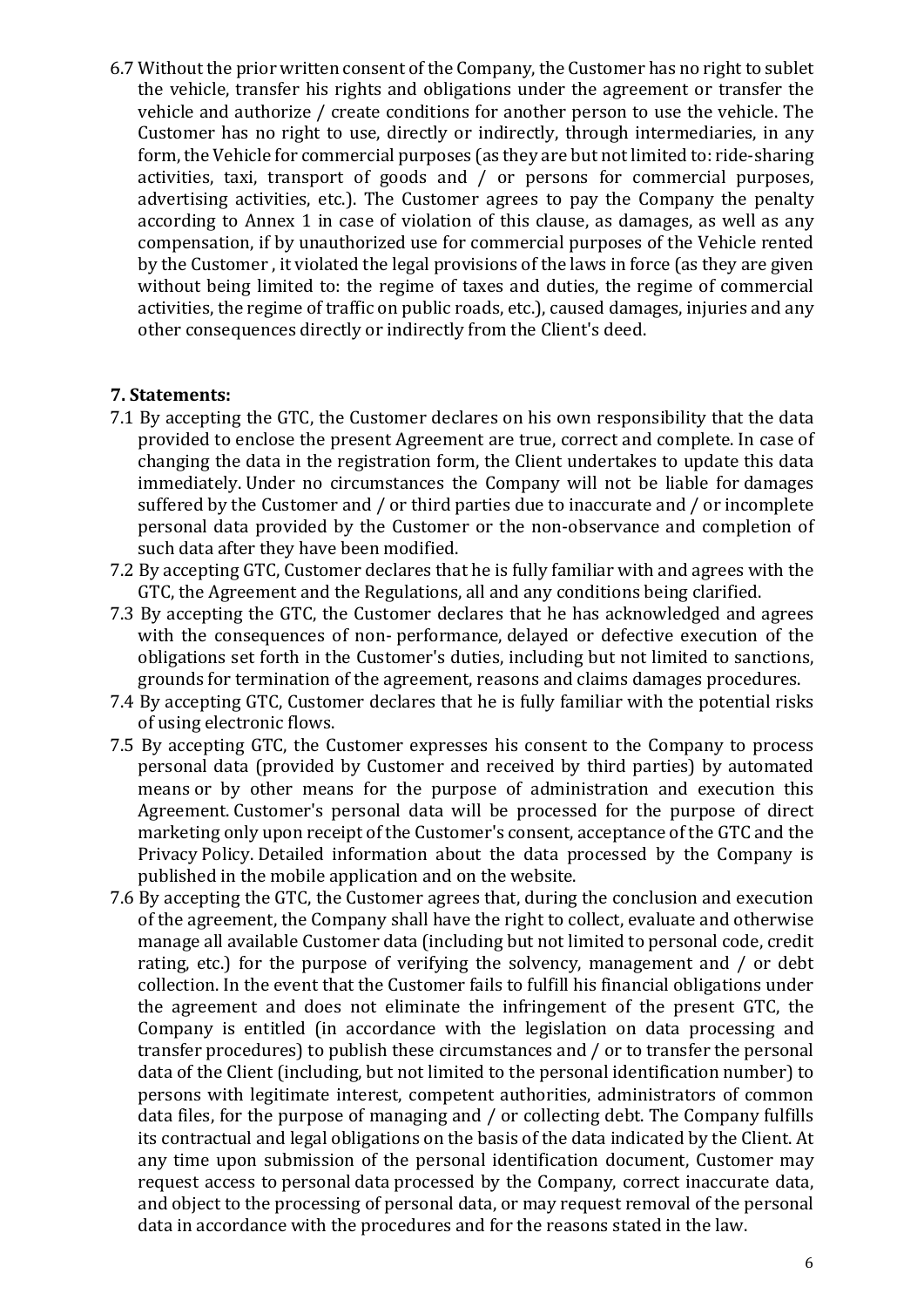6.7 Without the prior written consent of the Company, the Customer has no right to sublet the vehicle, transfer his rights and obligations under the agreement or transfer the vehicle and authorize / create conditions for another person to use the vehicle. The Customer has no right to use, directly or indirectly, through intermediaries, in any form, the Vehicle for commercial purposes (as they are but not limited to: ride-sharing activities, taxi, transport of goods and / or persons for commercial purposes, advertising activities, etc.). The Customer agrees to pay the Company the penalty according to Annex 1 in case of violation of this clause, as damages, as well as any compensation, if by unauthorized use for commercial purposes of the Vehicle rented by the Customer , it violated the legal provisions of the laws in force (as they are given without being limited to: the regime of taxes and duties, the regime of commercial activities, the regime of traffic on public roads, etc.), caused damages, injuries and any other consequences directly or indirectly from the Client's deed.

**7. Statements:**

7.1 By accepting the GTC, the Customer declares on his own responsibility that the data provided to enclose the present Agreement are true, correct and complete. In case of changing the data in the registration form, the Client undertakes to update this data immediately. Under no circumstances the Company will not be liable for damages suffered by the Customer and / or third parties due to inaccurate and / or incomplete personal data provided by the Customer or the non-observance and completion of such data after they have been modified.

7.2 By accepting GTC, Customer declares that he is fully familiar with and agrees with the GTC, the Agreement and the Regulations, all and any conditions being clarified.

7.3 By accepting the GTC, the Customer declares that he has acknowledged and agrees with the consequences of non- performance, delayed or defective execution of the obligations set forth in the Customer's duties, including but not limited to sanctions, grounds for termination of the agreement, reasons and claims damages procedures.

7.4 By accepting GTC, Customer declares that he is fully familiar with the potential risks of using electronic flows.

7.5 By accepting GTC, the Customer expresses his consent to the Company to process personal data (provided by Customer and received by third parties) by automated means or by other means for the purpose of administration and execution this Agreement. Customer's personal data will be processed for the purpose of direct marketing only upon receipt of the Customer's consent, acceptance of the GTC and the Privacy Policy. Detailed information about the data processed by the Company is published in the mobile application and on the website.

7.6 By accepting the GTC, the Customer agrees that, during the conclusion and execution of the agreement, the Company shall have the right to collect, evaluate and otherwise manage all available Customer data (including but not limited to personal code, credit rating, etc.) for the purpose of verifying the solvency, management and / or debt collection. In the event that the Customer fails to fulfill his financial obligations under the agreement and does not eliminate the infringement of the present GTC, the Company is entitled (in accordance with the legislation on data processing and transfer procedures) to publish these circumstances and / or to transfer the personal data of the Client (including, but not limited to the personal identification number) to persons with legitimate interest, competent authorities, administrators of common data files, for the purpose of managing and / or collecting debt. The Company fulfills its contractual and legal obligations on the basis of the data indicated by the Client. At any time upon submission of the personal identification document, Customer may request access to personal data processed by the Company, correct inaccurate data, and object to the processing of personal data, or may request removal of the personal data in accordance with the procedures and for the reasons stated in the law.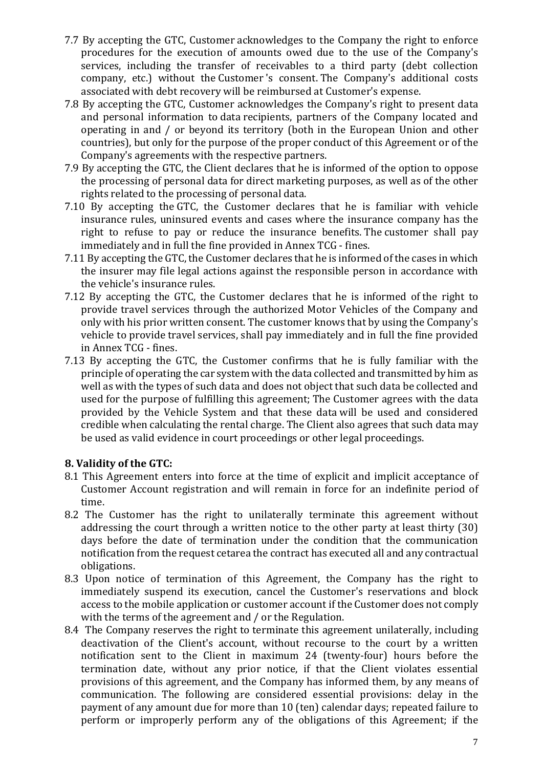7.7 By accepting the GTC, Customer acknowledges to the Company the right to enforce procedures for the execution of amounts owed due to the use of the Company's services, including the transfer of receivables to a third party (debt collection company, etc.) without the Customer 's consent. The Company's additional costs associated with debt recovery will be reimbursed at Customer's expense.

7.8 By accepting the GTC, Customer acknowledges the Company's right to present data and personal information to data recipients, partners of the Company located and operating in and / or beyond its territory (both in the European Union and other countries), but only for the purpose of the proper conduct of this Agreement or of the Company's agreements with the respective partners.

7.9 By accepting the GTC, the Client declares that he is informed of the option to oppose the processing of personal data for direct marketing purposes, as well as of the other rights related to the processing of personal data.

7.10 By accepting the GTC, the Customer declares that he is familiar with vehicle insurance rules, uninsured events and cases where the insurance company has the right to refuse to pay or reduce the insurance benefits. The customer shall pay immediately and in full the fine provided in Annex TCG - fines.

7.11 By accepting the GTC, the Customer declares that he is informed of the cases in which the insurer may file legal actions against the responsible person in accordance with the vehicle's insurance rules.

7.12 By accepting the GTC, the Customer declares that he is informed of the right to provide travel services through the authorized Motor Vehicles of the Company and only with his prior written consent. The customer knows that by using the Company's vehicle to provide travel services, shall pay immediately and in full the fine provided in Annex TCG - fines.

7.13 By accepting the GTC, the Customer confirms that he is fully familiar with the principle of operating the car system with the data collected and transmitted by him as well as with the types of such data and does not object that such data be collected and used for the purpose of fulfilling this agreement; The Customer agrees with the data provided by the Vehicle System and that these data will be used and considered credible when calculating the rental charge. The Client also agrees that such data may be used as valid evidence in court proceedings or other legal proceedings.

**8. Validity of the GTC:**

8.1 This Agreement enters into force at the time of explicit and implicit acceptance of Customer Account registration and will remain in force for an indefinite period of time.

8.2 The Customer has the right to unilaterally terminate this agreement without addressing the court through a written notice to the other party at least thirty (30) days before the date of termination under the condition that the communication notification from the request cetarea the contract has executed all and any contractual obligations.

8.3 Upon notice of termination of this Agreement, the Company has the right to immediately suspend its execution, cancel the Customer's reservations and block access to the mobile application or customer account if the Customer does not comply with the terms of the agreement and / or the Regulation.

8.4 The Company reserves the right to terminate this agreement unilaterally, including deactivation of the Client's account, without recourse to the court by a written notification sent to the Client in maximum 24 (twenty-four) hours before the termination date, without any prior notice, if that the Client violates essential provisions of this agreement, and the Company has informed them, by any means of communication. The following are considered essential provisions: delay in the payment of any amount due for more than 10 (ten) calendar days; repeated failure to perform or improperly perform any of the obligations of this Agreement; if the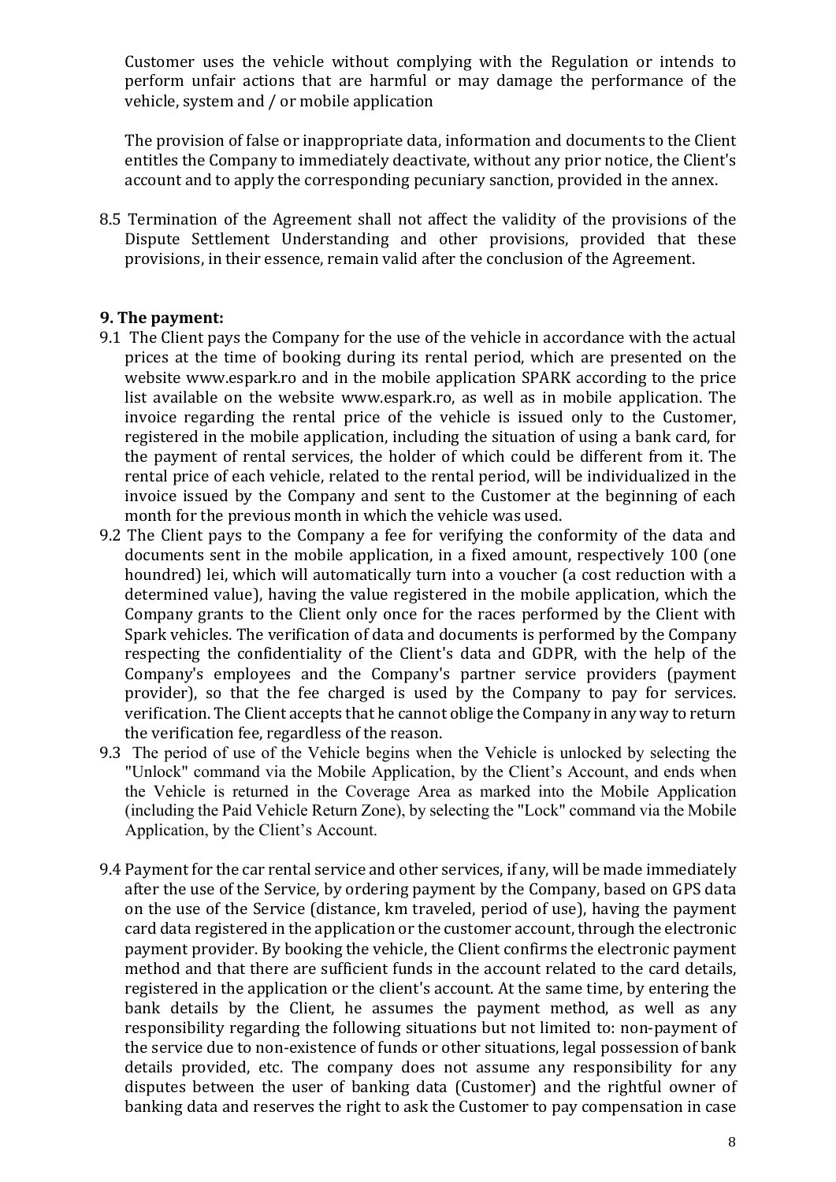Customer uses the vehicle without complying with the Regulation or intends to perform unfair actions that are harmful or may damage the performance of the vehicle, system and / or mobile application

The provision of false or inappropriate data, information and documents to the Client entitles the Company to immediately deactivate, without any prior notice, the Client's account and to apply the corresponding pecuniary sanction, provided in the annex.

8.5 Termination of the Agreement shall not affect the validity of the provisions of the Dispute Settlement Understanding and other provisions, provided that these provisions, in their essence, remain valid after the conclusion of the Agreement.

**9. The payment:**

9.1 The Client pays the Company for the use of the vehicle in accordance with the actual prices at the time of booking during its rental period, which are presented on the website www.espark.ro and in the mobile application SPARK according to the price list available on the website www.espark.ro, as well as in mobile application. The invoice regarding the rental price of the vehicle is issued only to the Customer, registered in the mobile application, including the situation of using a bank card, for the payment of rental services, the holder of which could be different from it. The rental price of each vehicle, related to the rental period, will be individualized in the invoice issued by the Company and sent to the Customer at the beginning of each month for the previous month in which the vehicle was used.

9.2 The Client pays to the Company a fee for verifying the conformity of the data and documents sent in the mobile application, in a fixed amount, respectively 100 (one houndred) lei, which will automatically turn into a voucher (a cost reduction with a determined value), having the value registered in the mobile application, which the Company grants to the Client only once for the races performed by the Client with Spark vehicles. The verification of data and documents is performed by the Company respecting the confidentiality of the Client's data and GDPR, with the help of the Company's employees and the Company's partner service providers (payment provider), so that the fee charged is used by the Company to pay for services. verification. The Client accepts that he cannot oblige the Company in any way to return the verification fee, regardless of the reason.

9.3 The period of use of the Vehicle begins when the Vehicle is unlocked by selecting the "Unlock" command via the Mobile Application, by the Client's Account, and ends when the Vehicle is returned in the Coverage Area as marked into the Mobile Application (including the Paid Vehicle Return Zone), by selecting the "Lock" command via the Mobile Application, by the Client's Account.

9.4 Payment for the car rental service and other services, if any, will be made immediately after the use of the Service, by ordering payment by the Company, based on GPS data on the use of the Service (distance, km traveled, period of use), having the payment card data registered in the application or the customer account, through the electronic payment provider. By booking the vehicle, the Client confirms the electronic payment method and that there are sufficient funds in the account related to the card details, registered in the application or the client's account. At the same time, by entering the bank details by the Client, he assumes the payment method, as well as any responsibility regarding the following situations but not limited to: non-payment of the service due to non-existence of funds or other situations, legal possession of bank details provided, etc. The company does not assume any responsibility for any disputes between the user of banking data (Customer) and the rightful owner of banking data and reserves the right to ask the Customer to pay compensation in case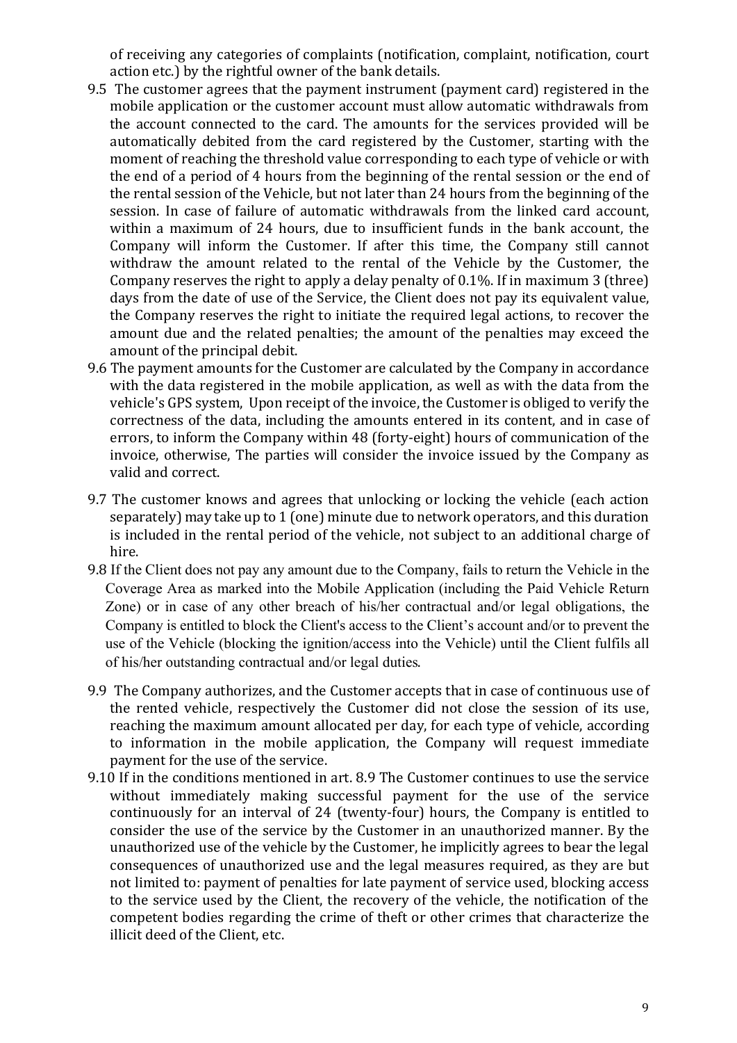of receiving any categories of complaints (notification, complaint, notification, court action etc.) by the rightful owner of the bank details.

9.5 The customer agrees that the payment instrument (payment card) registered in the mobile application or the customer account must allow automatic withdrawals from the account connected to the card. The amounts for the services provided will be automatically debited from the card registered by the Customer, starting with the moment of reaching the threshold value corresponding to each type of vehicle or with the end of a period of 4 hours from the beginning of the rental session or the end of the rental session of the Vehicle, but not later than 24 hours from the beginning of the session. In case of failure of automatic withdrawals from the linked card account, within a maximum of 24 hours, due to insufficient funds in the bank account, the Company will inform the Customer. If after this time, the Company still cannot withdraw the amount related to the rental of the Vehicle by the Customer, the Company reserves the right to apply a delay penalty of 0.1%. If in maximum 3 (three) days from the date of use of the Service, the Client does not pay its equivalent value, the Company reserves the right to initiate the required legal actions, to recover the amount due and the related penalties; the amount of the penalties may exceed the amount of the principal debit.

9.6 The payment amounts for the Customer are calculated by the Company in accordance with the data registered in the mobile application, as well as with the data from the vehicle's GPS system, Upon receipt of the invoice, the Customer is obliged to verify the correctness of the data, including the amounts entered in its content, and in case of errors, to inform the Company within 48 (forty-eight) hours of communication of the invoice, otherwise, The parties will consider the invoice issued by the Company as valid and correct.

9.7 The customer knows and agrees that unlocking or locking the vehicle (each action separately) may take up to 1 (one) minute due to network operators, and this duration is included in the rental period of the vehicle, not subject to an additional charge of hire.

9.8 If the Client does not pay any amount due to the Company, fails to return the Vehicle in the Coverage Area as marked into the Mobile Application (including the Paid Vehicle Return Zone) or in case of any other breach of his/her contractual and/or legal obligations, the Company is entitled to block the Client's access to the Client's account and/or to prevent the use of the Vehicle (blocking the ignition/access into the Vehicle) until the Client fulfils all of his/her outstanding contractual and/or legal duties.

9.9 The Company authorizes, and the Customer accepts that in case of continuous use of the rented vehicle, respectively the Customer did not close the session of its use, reaching the maximum amount allocated per day, for each type of vehicle, according to information in the mobile application, the Company will request immediate payment for the use of the service.

9.10 If in the conditions mentioned in art. 8.9 The Customer continues to use the service without immediately making successful payment for the use of the service continuously for an interval of 24 (twenty-four) hours, the Company is entitled to consider the use of the service by the Customer in an unauthorized manner. By the unauthorized use of the vehicle by the Customer, he implicitly agrees to bear the legal consequences of unauthorized use and the legal measures required, as they are but not limited to: payment of penalties for late payment of service used, blocking access to the service used by the Client, the recovery of the vehicle, the notification of the competent bodies regarding the crime of theft or other crimes that characterize the illicit deed of the Client, etc.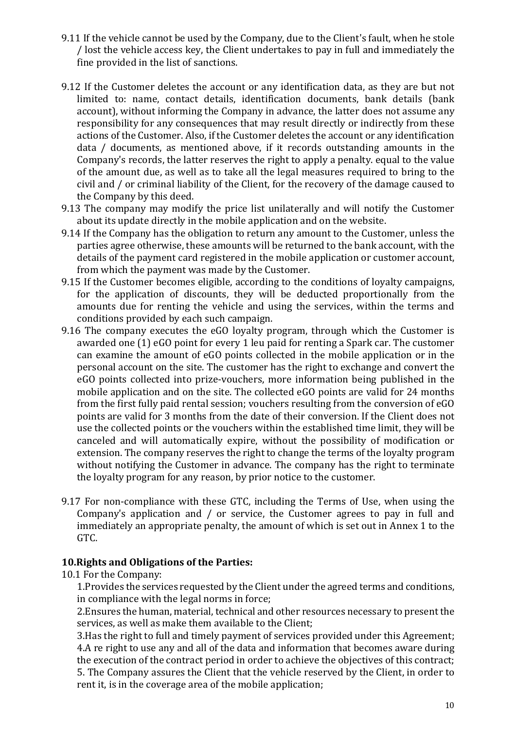9.11 If the vehicle cannot be used by the Company, due to the Client's fault, when he stole / lost the vehicle access key, the Client undertakes to pay in full and immediately the fine provided in the list of sanctions.

9.12 If the Customer deletes the account or any identification data, as they are but not limited to: name, contact details, identification documents, bank details (bank account), without informing the Company in advance, the latter does not assume any responsibility for any consequences that may result directly or indirectly from these actions of the Customer. Also, if the Customer deletes the account or any identification data / documents, as mentioned above, if it records outstanding amounts in the Company's records, the latter reserves the right to apply a penalty. equal to the value of the amount due, as well as to take all the legal measures required to bring to the civil and / or criminal liability of the Client, for the recovery of the damage caused to the Company by this deed.

9.13 The company may modify the price list unilaterally and will notify the Customer about its update directly in the mobile application and on the website.

9.14 If the Company has the obligation to return any amount to the Customer, unless the parties agree otherwise, these amounts will be returned to the bank account, with the details of the payment card registered in the mobile application or customer account, from which the payment was made by the Customer.

9.15 If the Customer becomes eligible, according to the conditions of loyalty campaigns, for the application of discounts, they will be deducted proportionally from the amounts due for renting the vehicle and using the services, within the terms and conditions provided by each such campaign.

9.16 The company executes the eGO loyalty program, through which the Customer is awarded one (1) eGO point for every 1 leu paid for renting a Spark car. The customer can examine the amount of eGO points collected in the mobile application or in the personal account on the site. The customer has the right to exchange and convert the eGO points collected into prize-vouchers, more information being published in the mobile application and on the site. The collected eGO points are valid for 24 months from the first fully paid rental session; vouchers resulting from the conversion of eGO points are valid for 3 months from the date of their conversion. If the Client does not use the collected points or the vouchers within the established time limit, they will be canceled and will automatically expire, without the possibility of modification or extension. The company reserves the right to change the terms of the loyalty program without notifying the Customer in advance. The company has the right to terminate the loyalty program for any reason, by prior notice to the customer.

9.17 For non-compliance with these GTC, including the Terms of Use, when using the Company's application and / or service, the Customer agrees to pay in full and immediately an appropriate penalty, the amount of which is set out in Annex 1 to the GTC.

**10.Rights and Obligations of the Parties:**

10.1 For the Company:

1.Provides the services requested by the Client under the agreed terms and conditions, in compliance with the legal norms in force;

2.Ensures the human, material, technical and other resources necessary to present the services, as well as make them available to the Client;

3.Has the right to full and timely payment of services provided under this Agreement;

4.A re right to use any and all of the data and information that becomes aware during the execution of the contract period in order to achieve the objectives of this contract;

5. The Company assures the Client that the vehicle reserved by the Client, in order to rent it, is in the coverage area of the mobile application;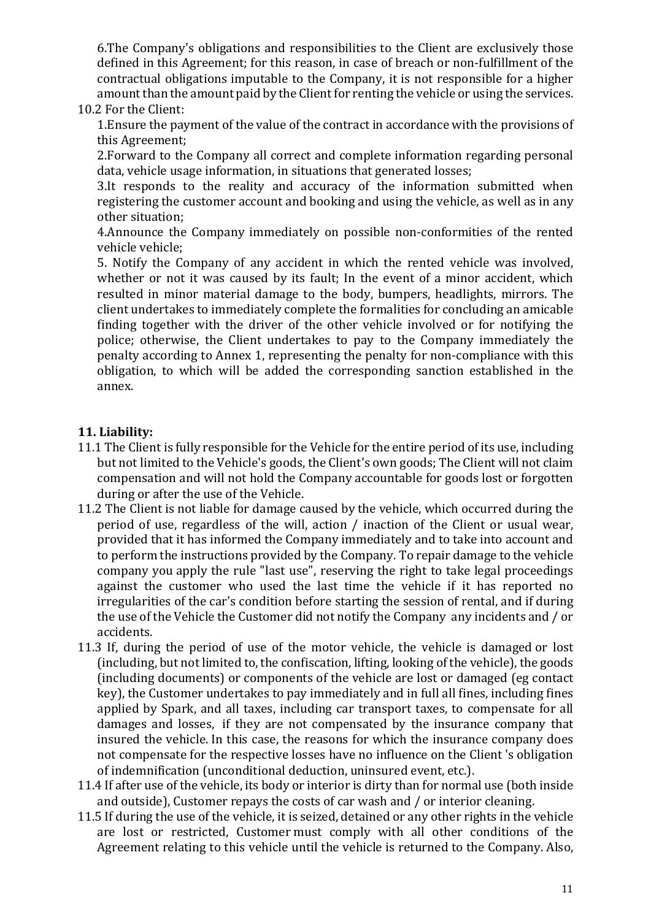6.The Company's obligations and responsibilities to the Client are exclusively those defined in this Agreement; for this reason, in case of breach or non-fulfillment of the contractual obligations imputable to the Company, it is not responsible for a higher amount than the amount paid by the Client for renting the vehicle or using the services.

10.2 For the Client:

1.Ensure the payment of the value of the contract in accordance with the provisions of this Agreement;

2.Forward to the Company all correct and complete information regarding personal data, vehicle usage information, in situations that generated losses;

3.It responds to the reality and accuracy of the information submitted when registering the customer account and booking and using the vehicle, as well as in any other situation;

4.Announce the Company immediately on possible non-conformities of the rented vehicle vehicle;

5. Notify the Company of any accident in which the rented vehicle was involved, whether or not it was caused by its fault; In the event of a minor accident, which resulted in minor material damage to the body, bumpers, headlights, mirrors. The client undertakes to immediately complete the formalities for concluding an amicable finding together with the driver of the other vehicle involved or for notifying the police; otherwise, the Client undertakes to pay to the Company immediately the penalty according to Annex 1, representing the penalty for non-compliance with this obligation, to which will be added the corresponding sanction established in the annex.

## 11. Liability:

11.1 The Client is fully responsible for the Vehicle for the entire period of its use, including but not limited to the Vehicle's goods, the Client's own goods; The Client will not claim compensation and will not hold the Company accountable for goods lost or forgotten during or after the use of the Vehicle.

11.2 The Client is not liable for damage caused by the vehicle, which occurred during the period of use, regardless of the will, action / inaction of the Client or usual wear, provided that it has informed the Company immediately and to take into account and to perform the instructions provided by the Company. To repair damage to the vehicle company you apply the rule "last use", reserving the right to take legal proceedings against the customer who used the last time the vehicle if it has reported no irregularities of the car's condition before starting the session of rental, and if during the use of the Vehicle the Customer did not notify the Company any incidents and / or accidents.

11.3 If, during the period of use of the motor vehicle, the vehicle is damaged or lost (including, but not limited to, the confiscation, lifting, looking of the vehicle), the goods (including documents) or components of the vehicle are lost or damaged (eg contact key), the Customer undertakes to pay immediately and in full all fines, including fines applied by Spark, and all taxes, including car transport taxes, to compensate for all damages and losses, if they are not compensated by the insurance company that insured the vehicle. In this case, the reasons for which the insurance company does not compensate for the respective losses have no influence on the Client 's obligation of indemnification (unconditional deduction, uninsured event, etc.).

11.4 If after use of the vehicle, its body or interior is dirty than for normal use (both inside and outside), Customer repays the costs of car wash and / or interior cleaning.

11.5 If during the use of the vehicle, it is seized, detained or any other rights in the vehicle are lost or restricted, Customer must comply with all other conditions of the Agreement relating to this vehicle until the vehicle is returned to the Company. Also,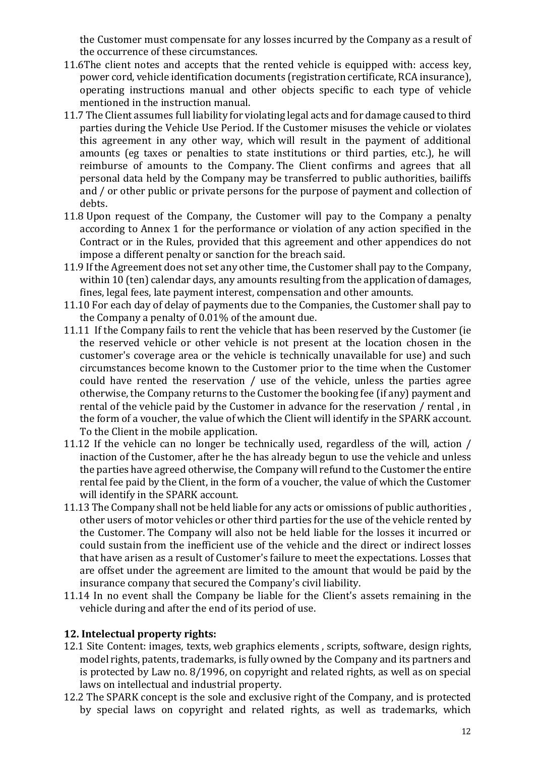the Customer must compensate for any losses incurred by the Company as a result of the occurrence of these circumstances.

11.6The client notes and accepts that the rented vehicle is equipped with: access key, power cord, vehicle identification documents (registration certificate, RCA insurance), operating instructions manual and other objects specific to each type of vehicle mentioned in the instruction manual.

11.7 The Client assumes full liability for violating legal acts and for damage caused to third parties during the Vehicle Use Period. If the Customer misuses the vehicle or violates this agreement in any other way, which will result in the payment of additional amounts (eg taxes or penalties to state institutions or third parties, etc.), he will reimburse of amounts to the Company. The Client confirms and agrees that all personal data held by the Company may be transferred to public authorities, bailiffs and / or other public or private persons for the purpose of payment and collection of debts.

11.8 Upon request of the Company, the Customer will pay to the Company a penalty according to Annex 1 for the performance or violation of any action specified in the Contract or in the Rules, provided that this agreement and other appendices do not impose a different penalty or sanction for the breach said.

11.9 If the Agreement does not set any other time, the Customer shall pay to the Company, within 10 (ten) calendar days, any amounts resulting from the application of damages, fines, legal fees, late payment interest, compensation and other amounts.

11.10 For each day of delay of payments due to the Companies, the Customer shall pay to the Company a penalty of 0.01% of the amount due.

11.11 If the Company fails to rent the vehicle that has been reserved by the Customer (ie the reserved vehicle or other vehicle is not present at the location chosen in the customer's coverage area or the vehicle is technically unavailable for use) and such circumstances become known to the Customer prior to the time when the Customer could have rented the reservation / use of the vehicle, unless the parties agree otherwise, the Company returns to the Customer the booking fee (if any) payment and rental of the vehicle paid by the Customer in advance for the reservation / rental , in the form of a voucher, the value of which the Client will identify in the SPARK account. To the Client in the mobile application.

11.12 If the vehicle can no longer be technically used, regardless of the will, action / inaction of the Customer, after he the has already begun to use the vehicle and unless the parties have agreed otherwise, the Company will refund to the Customer the entire rental fee paid by the Client, in the form of a voucher, the value of which the Customer will identify in the SPARK account.

11.13 The Company shall not be held liable for any acts or omissions of public authorities , other users of motor vehicles or other third parties for the use of the vehicle rented by the Customer. The Company will also not be held liable for the losses it incurred or could sustain from the inefficient use of the vehicle and the direct or indirect losses that have arisen as a result of Customer's failure to meet the expectations. Losses that are offset under the agreement are limited to the amount that would be paid by the insurance company that secured the Company's civil liability.

11.14 In no event shall the Company be liable for the Client's assets remaining in the vehicle during and after the end of its period of use.

## 12. Intelectual property rights:

12.1 Site Content: images, texts, web graphics elements , scripts, software, design rights, model rights, patents, trademarks, is fully owned by the Company and its partners and is protected by Law no. 8/1996, on copyright and related rights, as well as on special laws on intellectual and industrial property.

12.2 The SPARK concept is the sole and exclusive right of the Company, and is protected by special laws on copyright and related rights, as well as trademarks, which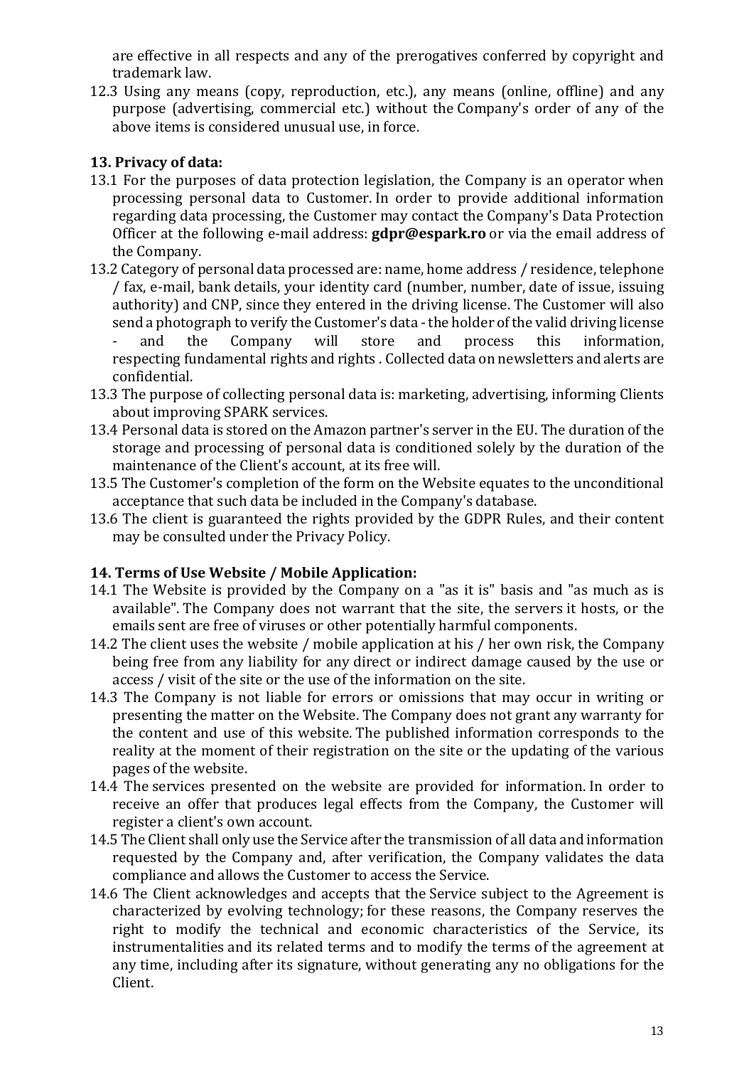are effective in all respects and any of the prerogatives conferred by copyright and trademark law.

12.3 Using any means (copy, reproduction, etc.), any means (online, offline) and any purpose (advertising, commercial etc.) without the Company's order of any of the above items is considered unusual use, in force.

**13. Privacy of data:**

13.1 For the purposes of data protection legislation, the Company is an operator when processing personal data to Customer. In order to provide additional information regarding data processing, the Customer may contact the Company's Data Protection Officer at the following e-mail address: **gdpr@espark.ro** or via the email address of the Company.

13.2 Category of personal data processed are: name, home address / residence, telephone / fax, e-mail, bank details, your identity card (number, number, date of issue, issuing authority) and CNP, since they entered in the driving license. The Customer will also send a photograph to verify the Customer's data - the holder of the valid driving license - and the Company will store and process this information, respecting fundamental rights and rights . Collected data on newsletters and alerts are confidential.

13.3 The purpose of collecting personal data is: marketing, advertising, informing Clients about improving SPARK services.

13.4 Personal data is stored on the Amazon partner's server in the EU. The duration of the storage and processing of personal data is conditioned solely by the duration of the maintenance of the Client's account, at its free will.

13.5 The Customer's completion of the form on the Website equates to the unconditional acceptance that such data be included in the Company's database.

13.6 The client is guaranteed the rights provided by the GDPR Rules, and their content may be consulted under the Privacy Policy.

**14. Terms of Use Website / Mobile Application:**

14.1 The Website is provided by the Company on a "as it is" basis and "as much as is available". The Company does not warrant that the site, the servers it hosts, or the emails sent are free of viruses or other potentially harmful components.

14.2 The client uses the website / mobile application at his / her own risk, the Company being free from any liability for any direct or indirect damage caused by the use or access / visit of the site or the use of the information on the site.

14.3 The Company is not liable for errors or omissions that may occur in writing or presenting the matter on the Website. The Company does not grant any warranty for the content and use of this website. The published information corresponds to the reality at the moment of their registration on the site or the updating of the various pages of the website.

14.4 The services presented on the website are provided for information. In order to receive an offer that produces legal effects from the Company, the Customer will register a client's own account.

14.5 The Client shall only use the Service after the transmission of all data and information requested by the Company and, after verification, the Company validates the data compliance and allows the Customer to access the Service.

14.6 The Client acknowledges and accepts that the Service subject to the Agreement is characterized by evolving technology; for these reasons, the Company reserves the right to modify the technical and economic characteristics of the Service, its instrumentalities and its related terms and to modify the terms of the agreement at any time, including after its signature, without generating any no obligations for the Client.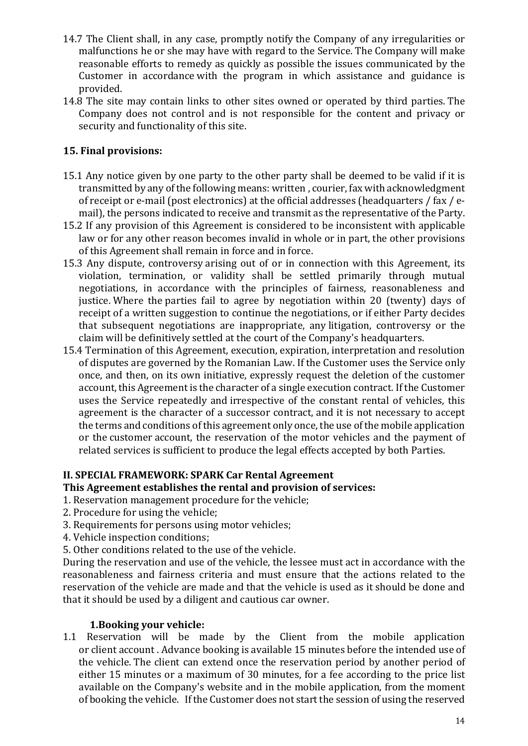14.7 The Client shall, in any case, promptly notify the Company of any irregularities or malfunctions he or she may have with regard to the Service. The Company will make reasonable efforts to remedy as quickly as possible the issues communicated by the Customer in accordance with the program in which assistance and guidance is provided.

14.8 The site may contain links to other sites owned or operated by third parties. The Company does not control and is not responsible for the content and privacy or security and functionality of this site.

### 15. Final provisions:

15.1 Any notice given by one party to the other party shall be deemed to be valid if it is transmitted by any of the following means: written , courier, fax with acknowledgment of receipt or e-mail (post electronics) at the official addresses (headquarters / fax / e-mail), the persons indicated to receive and transmit as the representative of the Party.

15.2 If any provision of this Agreement is considered to be inconsistent with applicable law or for any other reason becomes invalid in whole or in part, the other provisions of this Agreement shall remain in force and in force.

15.3 Any dispute, controversy arising out of or in connection with this Agreement, its violation, termination, or validity shall be settled primarily through mutual negotiations, in accordance with the principles of fairness, reasonableness and justice. Where the parties fail to agree by negotiation within 20 (twenty) days of receipt of a written suggestion to continue the negotiations, or if either Party decides that subsequent negotiations are inappropriate, any litigation, controversy or the claim will be definitively settled at the court of the Company's headquarters.

15.4 Termination of this Agreement, execution, expiration, interpretation and resolution of disputes are governed by the Romanian Law. If the Customer uses the Service only once, and then, on its own initiative, expressly request the deletion of the customer account, this Agreement is the character of a single execution contract. If the Customer uses the Service repeatedly and irrespective of the constant rental of vehicles, this agreement is the character of a successor contract, and it is not necessary to accept the terms and conditions of this agreement only once, the use of the mobile application or the customer account, the reservation of the motor vehicles and the payment of related services is sufficient to produce the legal effects accepted by both Parties.

## II. SPECIAL FRAMEWORK: SPARK Car Rental Agreement

**This Agreement establishes the rental and provision of services:**

1. Reservation management procedure for the vehicle;
2. Procedure for using the vehicle;
3. Requirements for persons using motor vehicles;
4. Vehicle inspection conditions;
5. Other conditions related to the use of the vehicle.

During the reservation and use of the vehicle, the lessee must act in accordance with the reasonableness and fairness criteria and must ensure that the actions related to the reservation of the vehicle are made and that the vehicle is used as it should be done and that it should be used by a diligent and cautious car owner.

### 1.Booking your vehicle:

1.1 Reservation will be made by the Client from the mobile application or client account . Advance booking is available 15 minutes before the intended use of the vehicle. The client can extend once the reservation period by another period of either 15 minutes or a maximum of 30 minutes, for a fee according to the price list available on the Company's website and in the mobile application, from the moment of booking the vehicle. If the Customer does not start the session of using the reserved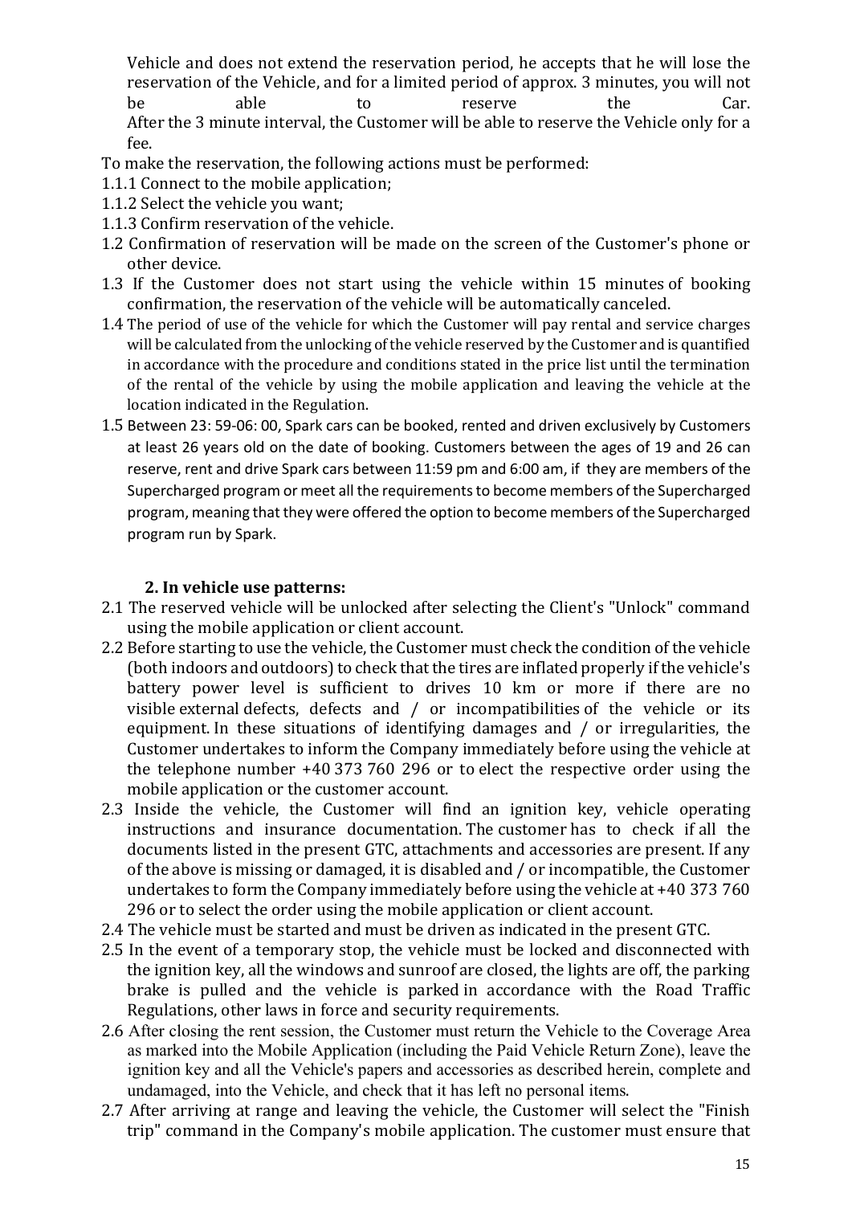Vehicle and does not extend the reservation period, he accepts that he will lose the reservation of the Vehicle, and for a limited period of approx. 3 minutes, you will not be able to reserve the Car.
After the 3 minute interval, the Customer will be able to reserve the Vehicle only for a fee.

To make the reservation, the following actions must be performed:

1.1.1 Connect to the mobile application;
1.1.2 Select the vehicle you want;
1.1.3 Confirm reservation of the vehicle.

1.2 Confirmation of reservation will be made on the screen of the Customer's phone or other device.

1.3 If the Customer does not start using the vehicle within 15 minutes of booking confirmation, the reservation of the vehicle will be automatically canceled.

1.4 The period of use of the vehicle for which the Customer will pay rental and service charges will be calculated from the unlocking of the vehicle reserved by the Customer and is quantified in accordance with the procedure and conditions stated in the price list until the termination of the rental of the vehicle by using the mobile application and leaving the vehicle at the location indicated in the Regulation.

1.5 Between 23: 59-06: 00, Spark cars can be booked, rented and driven exclusively by Customers at least 26 years old on the date of booking. Customers between the ages of 19 and 26 can reserve, rent and drive Spark cars between 11:59 pm and 6:00 am, if they are members of the Supercharged program or meet all the requirements to become members of the Supercharged program, meaning that they were offered the option to become members of the Supercharged program run by Spark.

## 2. In vehicle use patterns:

2.1 The reserved vehicle will be unlocked after selecting the Client's "Unlock" command using the mobile application or client account.

2.2 Before starting to use the vehicle, the Customer must check the condition of the vehicle (both indoors and outdoors) to check that the tires are inflated properly if the vehicle's battery power level is sufficient to drives 10 km or more if there are no visible external defects, defects and / or incompatibilities of the vehicle or its equipment. In these situations of identifying damages and / or irregularities, the Customer undertakes to inform the Company immediately before using the vehicle at the telephone number +40 373 760 296 or to elect the respective order using the mobile application or the customer account.

2.3 Inside the vehicle, the Customer will find an ignition key, vehicle operating instructions and insurance documentation. The customer has to check if all the documents listed in the present GTC, attachments and accessories are present. If any of the above is missing or damaged, it is disabled and / or incompatible, the Customer undertakes to form the Company immediately before using the vehicle at +40 373 760 296 or to select the order using the mobile application or client account.

2.4 The vehicle must be started and must be driven as indicated in the present GTC.

2.5 In the event of a temporary stop, the vehicle must be locked and disconnected with the ignition key, all the windows and sunroof are closed, the lights are off, the parking brake is pulled and the vehicle is parked in accordance with the Road Traffic Regulations, other laws in force and security requirements.

2.6 After closing the rent session, the Customer must return the Vehicle to the Coverage Area as marked into the Mobile Application (including the Paid Vehicle Return Zone), leave the ignition key and all the Vehicle's papers and accessories as described herein, complete and undamaged, into the Vehicle, and check that it has left no personal items.

2.7 After arriving at range and leaving the vehicle, the Customer will select the "Finish trip" command in the Company's mobile application. The customer must ensure that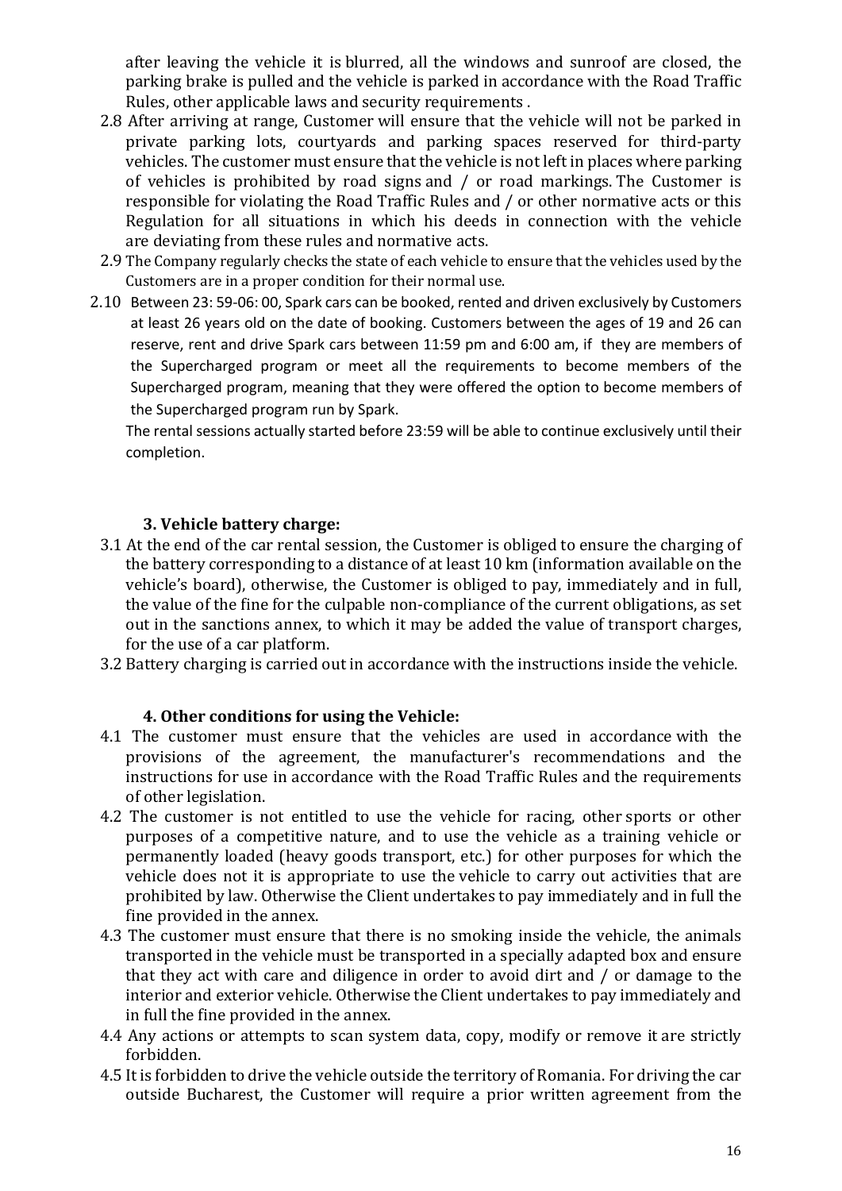after leaving the vehicle it is blurred, all the windows and sunroof are closed, the parking brake is pulled and the vehicle is parked in accordance with the Road Traffic Rules, other applicable laws and security requirements .

2.8 After arriving at range, Customer will ensure that the vehicle will not be parked in private parking lots, courtyards and parking spaces reserved for third-party vehicles. The customer must ensure that the vehicle is not left in places where parking of vehicles is prohibited by road signs and / or road markings. The Customer is responsible for violating the Road Traffic Rules and / or other normative acts or this Regulation for all situations in which his deeds in connection with the vehicle are deviating from these rules and normative acts.

2.9 The Company regularly checks the state of each vehicle to ensure that the vehicles used by the Customers are in a proper condition for their normal use.

2.10 Between 23: 59-06: 00, Spark cars can be booked, rented and driven exclusively by Customers at least 26 years old on the date of booking. Customers between the ages of 19 and 26 can reserve, rent and drive Spark cars between 11:59 pm and 6:00 am, if they are members of the Supercharged program or meet all the requirements to become members of the Supercharged program, meaning that they were offered the option to become members of the Supercharged program run by Spark.

The rental sessions actually started before 23:59 will be able to continue exclusively until their completion.

### 3. Vehicle battery charge:

3.1 At the end of the car rental session, the Customer is obliged to ensure the charging of the battery corresponding to a distance of at least 10 km (information available on the vehicle's board), otherwise, the Customer is obliged to pay, immediately and in full, the value of the fine for the culpable non-compliance of the current obligations, as set out in the sanctions annex, to which it may be added the value of transport charges, for the use of a car platform.

3.2 Battery charging is carried out in accordance with the instructions inside the vehicle.

### 4. Other conditions for using the Vehicle:

4.1 The customer must ensure that the vehicles are used in accordance with the provisions of the agreement, the manufacturer's recommendations and the instructions for use in accordance with the Road Traffic Rules and the requirements of other legislation.

4.2 The customer is not entitled to use the vehicle for racing, other sports or other purposes of a competitive nature, and to use the vehicle as a training vehicle or permanently loaded (heavy goods transport, etc.) for other purposes for which the vehicle does not it is appropriate to use the vehicle to carry out activities that are prohibited by law. Otherwise the Client undertakes to pay immediately and in full the fine provided in the annex.

4.3 The customer must ensure that there is no smoking inside the vehicle, the animals transported in the vehicle must be transported in a specially adapted box and ensure that they act with care and diligence in order to avoid dirt and / or damage to the interior and exterior vehicle. Otherwise the Client undertakes to pay immediately and in full the fine provided in the annex.

4.4 Any actions or attempts to scan system data, copy, modify or remove it are strictly forbidden.

4.5 It is forbidden to drive the vehicle outside the territory of Romania. For driving the car outside Bucharest, the Customer will require a prior written agreement from the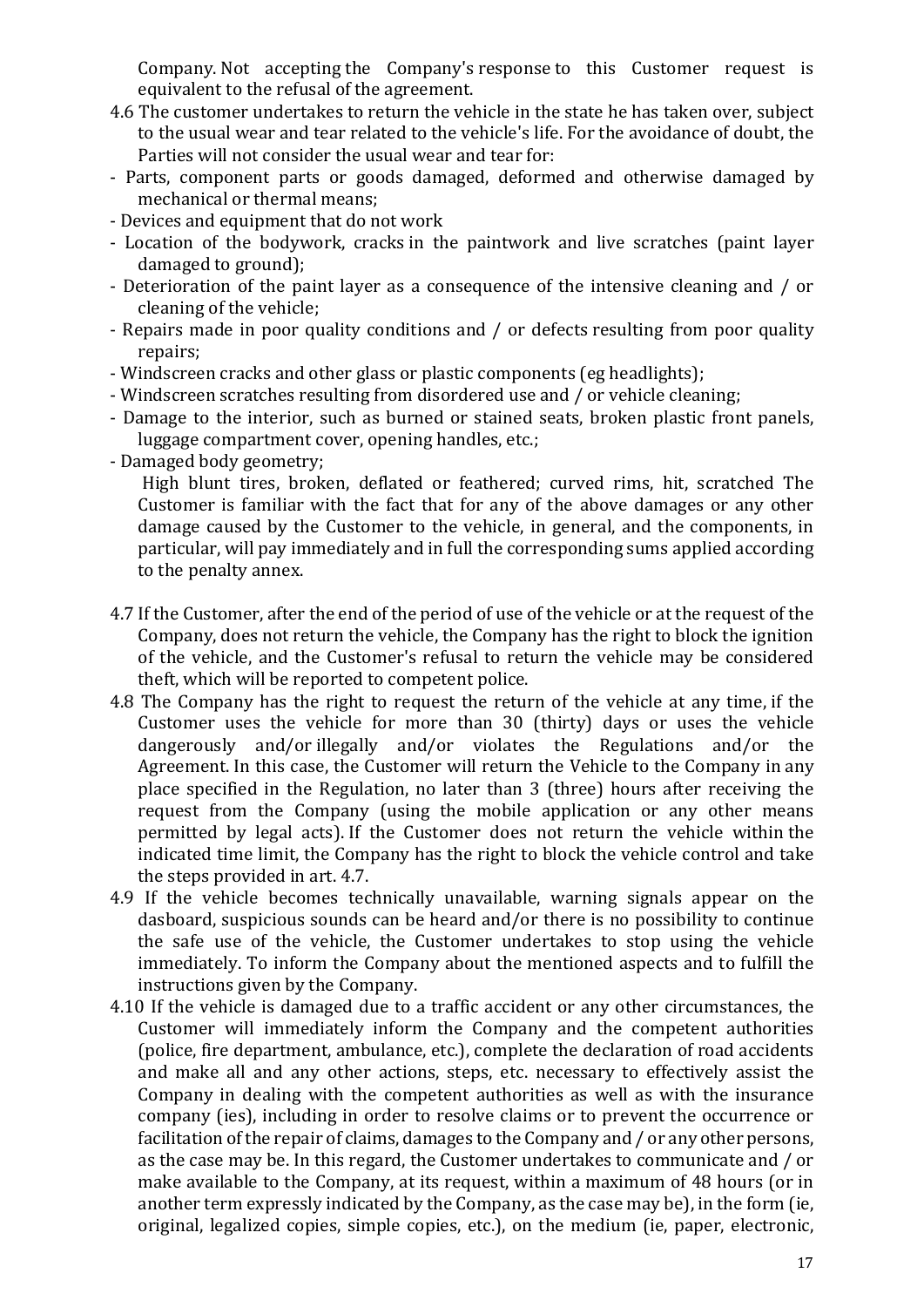Company. Not accepting the Company's response to this Customer request is equivalent to the refusal of the agreement.

4.6 The customer undertakes to return the vehicle in the state he has taken over, subject to the usual wear and tear related to the vehicle's life. For the avoidance of doubt, the Parties will not consider the usual wear and tear for:

- Parts, component parts or goods damaged, deformed and otherwise damaged by mechanical or thermal means;
- Devices and equipment that do not work
- Location of the bodywork, cracks in the paintwork and live scratches (paint layer damaged to ground);
- Deterioration of the paint layer as a consequence of the intensive cleaning and / or cleaning of the vehicle;
- Repairs made in poor quality conditions and / or defects resulting from poor quality repairs;
- Windscreen cracks and other glass or plastic components (eg headlights);
- Windscreen scratches resulting from disordered use and / or vehicle cleaning;
- Damage to the interior, such as burned or stained seats, broken plastic front panels, luggage compartment cover, opening handles, etc.;
- Damaged body geometry;

High blunt tires, broken, deflated or feathered; curved rims, hit, scratched The Customer is familiar with the fact that for any of the above damages or any other damage caused by the Customer to the vehicle, in general, and the components, in particular, will pay immediately and in full the corresponding sums applied according to the penalty annex.

4.7 If the Customer, after the end of the period of use of the vehicle or at the request of the Company, does not return the vehicle, the Company has the right to block the ignition of the vehicle, and the Customer's refusal to return the vehicle may be considered theft, which will be reported to competent police.

4.8 The Company has the right to request the return of the vehicle at any time, if the Customer uses the vehicle for more than 30 (thirty) days or uses the vehicle dangerously and/or illegally and/or violates the Regulations and/or the Agreement. In this case, the Customer will return the Vehicle to the Company in any place specified in the Regulation, no later than 3 (three) hours after receiving the request from the Company (using the mobile application or any other means permitted by legal acts). If the Customer does not return the vehicle within the indicated time limit, the Company has the right to block the vehicle control and take the steps provided in art. 4.7.

4.9 If the vehicle becomes technically unavailable, warning signals appear on the dasboard, suspicious sounds can be heard and/or there is no possibility to continue the safe use of the vehicle, the Customer undertakes to stop using the vehicle immediately. To inform the Company about the mentioned aspects and to fulfill the instructions given by the Company.

4.10 If the vehicle is damaged due to a traffic accident or any other circumstances, the Customer will immediately inform the Company and the competent authorities (police, fire department, ambulance, etc.), complete the declaration of road accidents and make all and any other actions, steps, etc. necessary to effectively assist the Company in dealing with the competent authorities as well as with the insurance company (ies), including in order to resolve claims or to prevent the occurrence or facilitation of the repair of claims, damages to the Company and / or any other persons, as the case may be. In this regard, the Customer undertakes to communicate and / or make available to the Company, at its request, within a maximum of 48 hours (or in another term expressly indicated by the Company, as the case may be), in the form (ie, original, legalized copies, simple copies, etc.), on the medium (ie, paper, electronic,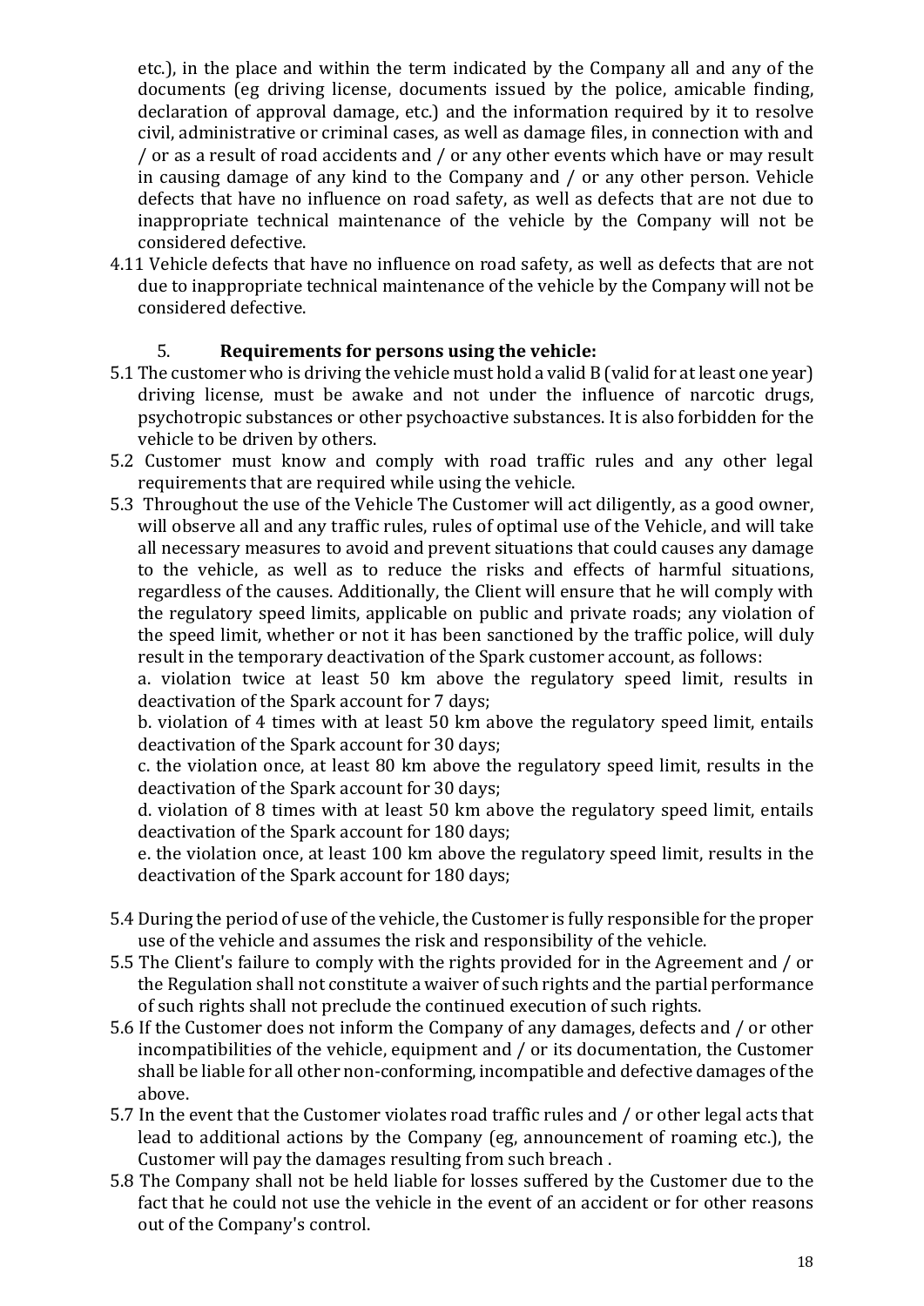etc.), in the place and within the term indicated by the Company all and any of the documents (eg driving license, documents issued by the police, amicable finding, declaration of approval damage, etc.) and the information required by it to resolve civil, administrative or criminal cases, as well as damage files, in connection with and / or as a result of road accidents and / or any other events which have or may result in causing damage of any kind to the Company and / or any other person. Vehicle defects that have no influence on road safety, as well as defects that are not due to inappropriate technical maintenance of the vehicle by the Company will not be considered defective.

4.11 Vehicle defects that have no influence on road safety, as well as defects that are not due to inappropriate technical maintenance of the vehicle by the Company will not be considered defective.

## 5. **Requirements for persons using the vehicle:**

5.1 The customer who is driving the vehicle must hold a valid B (valid for at least one year) driving license, must be awake and not under the influence of narcotic drugs, psychotropic substances or other psychoactive substances. It is also forbidden for the vehicle to be driven by others.

5.2 Customer must know and comply with road traffic rules and any other legal requirements that are required while using the vehicle.

5.3 Throughout the use of the Vehicle The Customer will act diligently, as a good owner, will observe all and any traffic rules, rules of optimal use of the Vehicle, and will take all necessary measures to avoid and prevent situations that could causes any damage to the vehicle, as well as to reduce the risks and effects of harmful situations, regardless of the causes. Additionally, the Client will ensure that he will comply with the regulatory speed limits, applicable on public and private roads; any violation of the speed limit, whether or not it has been sanctioned by the traffic police, will duly result in the temporary deactivation of the Spark customer account, as follows:

a. violation twice at least 50 km above the regulatory speed limit, results in deactivation of the Spark account for 7 days;

b. violation of 4 times with at least 50 km above the regulatory speed limit, entails deactivation of the Spark account for 30 days;

c. the violation once, at least 80 km above the regulatory speed limit, results in the deactivation of the Spark account for 30 days;

d. violation of 8 times with at least 50 km above the regulatory speed limit, entails deactivation of the Spark account for 180 days;

e. the violation once, at least 100 km above the regulatory speed limit, results in the deactivation of the Spark account for 180 days;

5.4 During the period of use of the vehicle, the Customer is fully responsible for the proper use of the vehicle and assumes the risk and responsibility of the vehicle.

5.5 The Client's failure to comply with the rights provided for in the Agreement and / or the Regulation shall not constitute a waiver of such rights and the partial performance of such rights shall not preclude the continued execution of such rights.

5.6 If the Customer does not inform the Company of any damages, defects and / or other incompatibilities of the vehicle, equipment and / or its documentation, the Customer shall be liable for all other non-conforming, incompatible and defective damages of the above.

5.7 In the event that the Customer violates road traffic rules and / or other legal acts that lead to additional actions by the Company (eg, announcement of roaming etc.), the Customer will pay the damages resulting from such breach .

5.8 The Company shall not be held liable for losses suffered by the Customer due to the fact that he could not use the vehicle in the event of an accident or for other reasons out of the Company's control.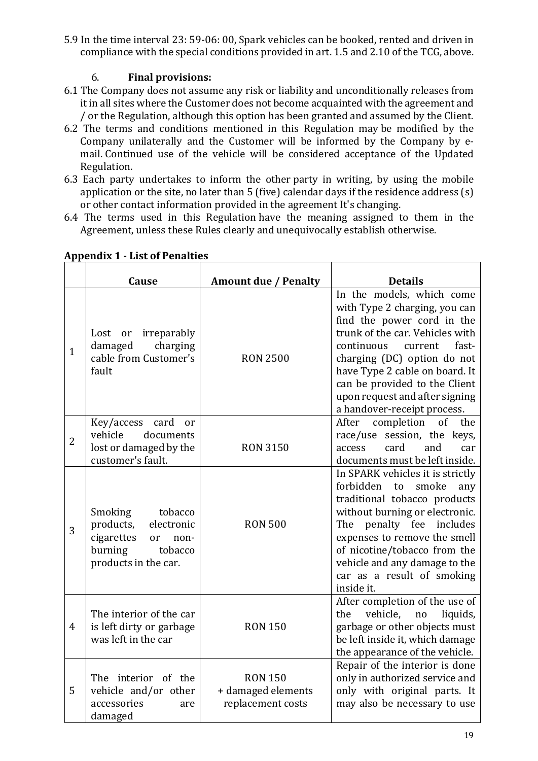5.9 In the time interval 23: 59-06: 00, Spark vehicles can be booked, rented and driven in compliance with the special conditions provided in art. 1.5 and 2.10 of the TCG, above.

## 6. **Final provisions:**

6.1 The Company does not assume any risk or liability and unconditionally releases from it in all sites where the Customer does not become acquainted with the agreement and / or the Regulation, although this option has been granted and assumed by the Client.

6.2 The terms and conditions mentioned in this Regulation may be modified by the Company unilaterally and the Customer will be informed by the Company by e-mail. Continued use of the vehicle will be considered acceptance of the Updated Regulation.

6.3 Each party undertakes to inform the other party in writing, by using the mobile application or the site, no later than 5 (five) calendar days if the residence address (s) or other contact information provided in the agreement It's changing.

6.4 The terms used in this Regulation have the meaning assigned to them in the Agreement, unless these Rules clearly and unequivocally establish otherwise.

**Appendix 1 - List of Penalties**

| | Cause | Amount due / Penalty | Details |
|---|---|---|---|
| 1 | Lost or irreparably damaged charging cable from Customer's fault | RON 2500 | In the models, which come with Type 2 charging, you can find the power cord in the trunk of the car. Vehicles with continuous current fast-charging (DC) option do not have Type 2 cable on board. It can be provided to the Client upon request and after signing a handover-receipt process. |
| 2 | Key/access card or vehicle documents lost or damaged by the customer's fault. | RON 3150 | After completion of the race/use session, the keys, access card and car documents must be left inside. |
| 3 | Smoking tobacco products, electronic cigarettes or non-burning tobacco products in the car. | RON 500 | In SPARK vehicles it is strictly forbidden to smoke any traditional tobacco products without burning or electronic. The penalty fee includes expenses to remove the smell of nicotine/tobacco from the vehicle and any damage to the car as a result of smoking inside it. |
| 4 | The interior of the car is left dirty or garbage was left in the car | RON 150 | After completion of the use of the vehicle, no liquids, garbage or other objects must be left inside it, which damage the appearance of the vehicle. |
| 5 | The interior of the vehicle and/or other accessories are damaged | RON 150 + damaged elements replacement costs | Repair of the interior is done only in authorized service and only with original parts. It may also be necessary to use |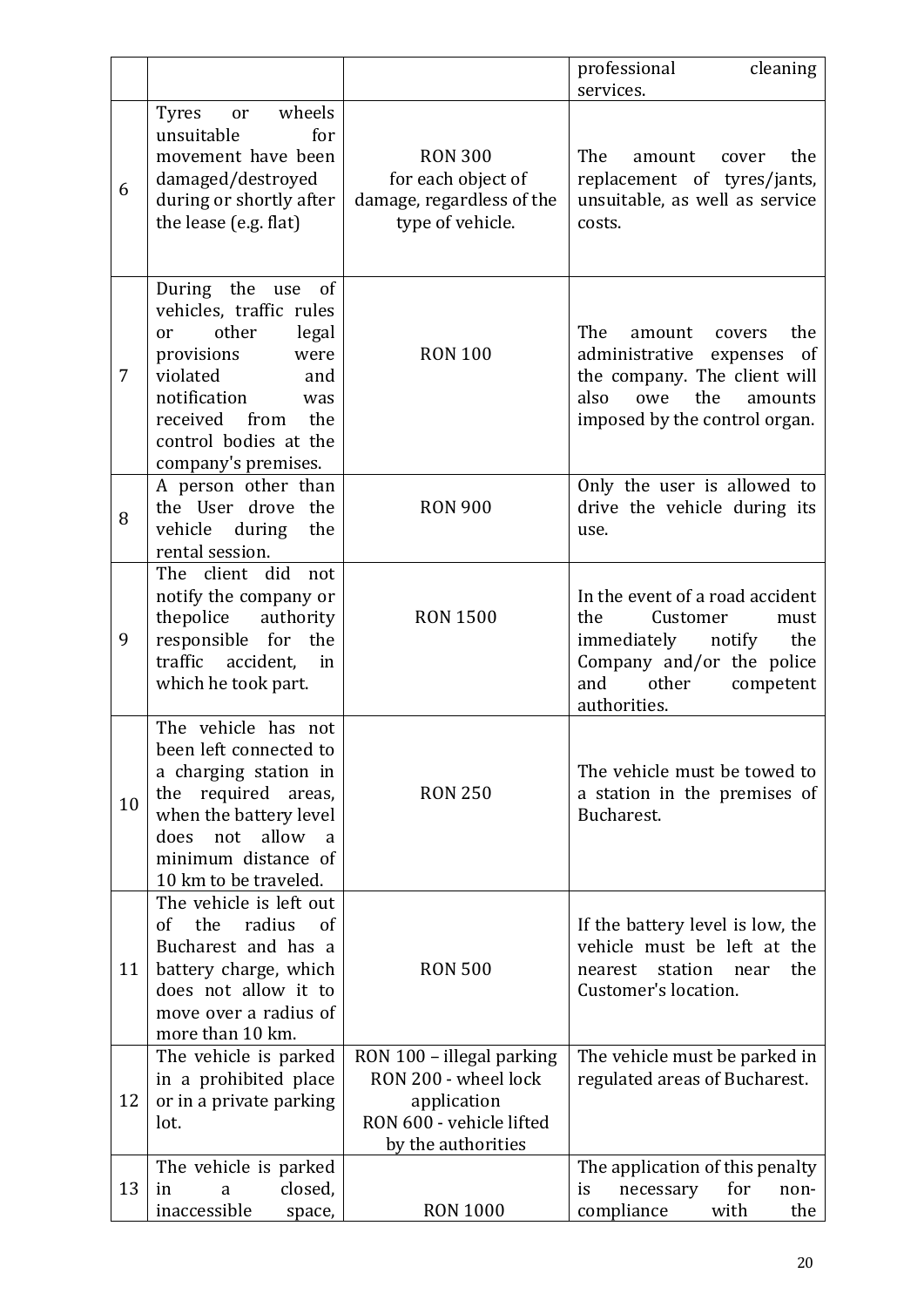| | | | |
|---|---|---|---|
| | | | professional cleaning services. |
| 6 | Tyres or wheels unsuitable for movement have been damaged/destroyed during or shortly after the lease (e.g. flat) | RON 300 for each object of damage, regardless of the type of vehicle. | The amount cover the replacement of tyres/jants, unsuitable, as well as service costs. |
| 7 | During the use of vehicles, traffic rules or other legal provisions were violated and notification was received from the control bodies at the company's premises. | RON 100 | The amount covers the administrative expenses of the company. The client will also owe the amounts imposed by the control organ. |
| 8 | A person other than the User drove the vehicle during the rental session. | RON 900 | Only the user is allowed to drive the vehicle during its use. |
| 9 | The client did not notify the company or thepolice authority responsible for the traffic accident, in which he took part. | RON 1500 | In the event of a road accident the Customer must immediately notify the Company and/or the police and other competent authorities. |
| 10 | The vehicle has not been left connected to a charging station in the required areas, when the battery level does not allow a minimum distance of 10 km to be traveled. | RON 250 | The vehicle must be towed to a station in the premises of Bucharest. |
| 11 | The vehicle is left out of the radius of Bucharest and has a battery charge, which does not allow it to move over a radius of more than 10 km. | RON 500 | If the battery level is low, the vehicle must be left at the nearest station near the Customer's location. |
| 12 | The vehicle is parked in a prohibited place or in a private parking lot. | RON 100 – illegal parking<br>RON 200 - wheel lock application<br>RON 600 - vehicle lifted by the authorities | The vehicle must be parked in regulated areas of Bucharest. |
| 13 | The vehicle is parked in a closed, inaccessible space, | RON 1000 | The application of this penalty is necessary for non-compliance with the |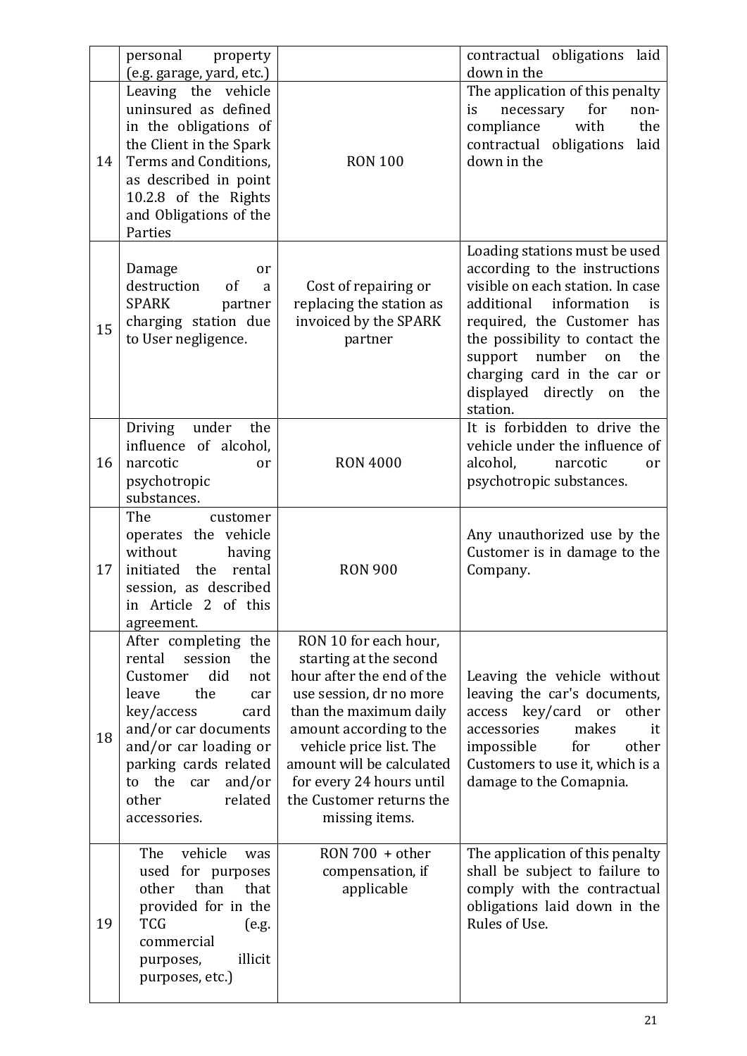| | | | |
|---|---|---|---|
| | personal property (e.g. garage, yard, etc.) | | contractual obligations laid down in the |
| 14 | Leaving the vehicle uninsured as defined in the obligations of the Client in the Spark Terms and Conditions, as described in point 10.2.8 of the Rights and Obligations of the Parties | RON 100 | The application of this penalty is necessary for non-compliance with the contractual obligations laid down in the |
| 15 | Damage or destruction of a SPARK partner charging station due to User negligence. | Cost of repairing or replacing the station as invoiced by the SPARK partner | Loading stations must be used according to the instructions visible on each station. In case additional information is required, the Customer has the possibility to contact the support number on the charging card in the car or displayed directly on the station. |
| 16 | Driving under the influence of alcohol, narcotic or psychotropic substances. | RON 4000 | It is forbidden to drive the vehicle under the influence of alcohol, narcotic or psychotropic substances. |
| 17 | The customer operates the vehicle without having initiated the rental session, as described in Article 2 of this agreement. | RON 900 | Any unauthorized use by the Customer is in damage to the Company. |
| 18 | After completing the rental session the Customer did not leave the car key/access card and/or car documents and/or car loading or parking cards related to the car and/or other related accessories. | RON 10 for each hour, starting at the second hour after the end of the use session, dr no more than the maximum daily amount according to the vehicle price list. The amount will be calculated for every 24 hours until the Customer returns the missing items. | Leaving the vehicle without leaving the car's documents, access key/card or other accessories makes it impossible for other Customers to use it, which is a damage to the Comapnia. |
| 19 | The vehicle was used for purposes other than that provided for in the TCG (e.g. commercial purposes, illicit purposes, etc.) | RON 700 + other compensation, if applicable | The application of this penalty shall be subject to failure to comply with the contractual obligations laid down in the Rules of Use. |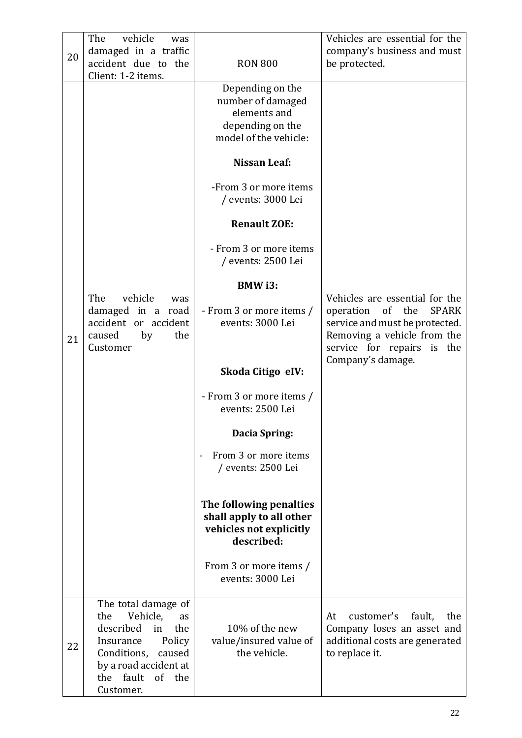| 20 | The vehicle was damaged in a traffic accident due to the Client: 1-2 items. | RON 800 | Vehicles are essential for the company's business and must be protected. |
|---|---|---|---|
| 21 | The vehicle was damaged in a road accident or accident caused by the Customer | Depending on the number of damaged elements and depending on the model of the vehicle:<br><br>**Nissan Leaf:**<br><br>-From 3 or more items / events: 3000 Lei<br><br>**Renault ZOE:**<br><br>- From 3 or more items / events: 2500 Lei<br><br>**BMW i3:**<br><br>- From 3 or more items / events: 3000 Lei<br><br>**Skoda Citigo eIV:**<br><br>- From 3 or more items / events: 2500 Lei<br><br>**Dacia Spring:**<br><br>- From 3 or more items / events: 2500 Lei<br><br>**The following penalties shall apply to all other vehicles not explicitly described:**<br><br>From 3 or more items / events: 3000 Lei | Vehicles are essential for the operation of the SPARK service and must be protected. Removing a vehicle from the service for repairs is the Company's damage. |
| 22 | The total damage of the Vehicle, as described in the Insurance Policy Conditions, caused by a road accident at the fault of the Customer. | 10% of the new value/insured value of the vehicle. | At customer's fault, the Company loses an asset and additional costs are generated to replace it. |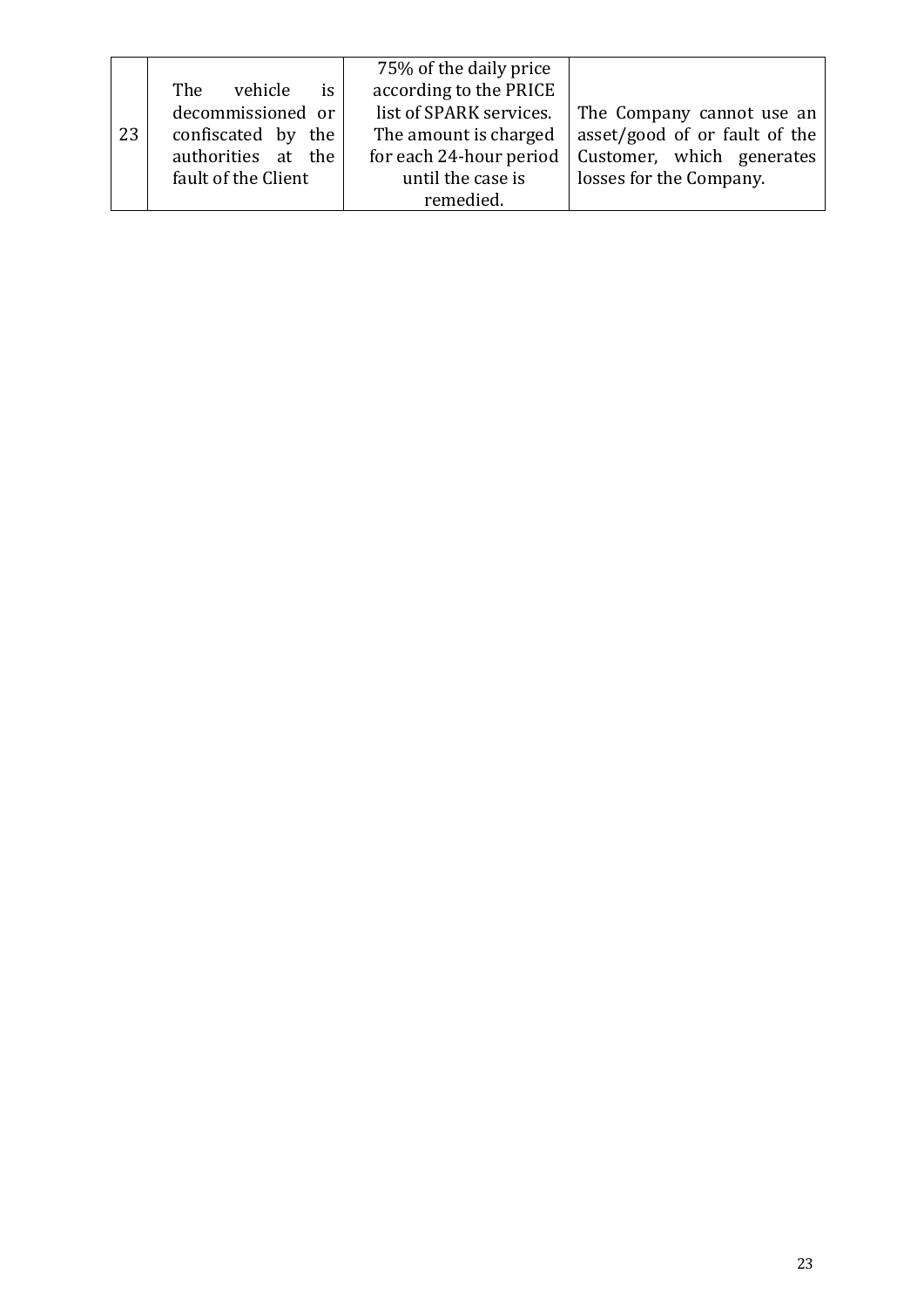| | | | |
|---|---|---|---|
| 23 | The vehicle is decommissioned or confiscated by the authorities at the fault of the Client | 75% of the daily price according to the PRICE list of SPARK services. The amount is charged for each 24-hour period until the case is remedied. | The Company cannot use an asset/good of or fault of the Customer, which generates losses for the Company. |